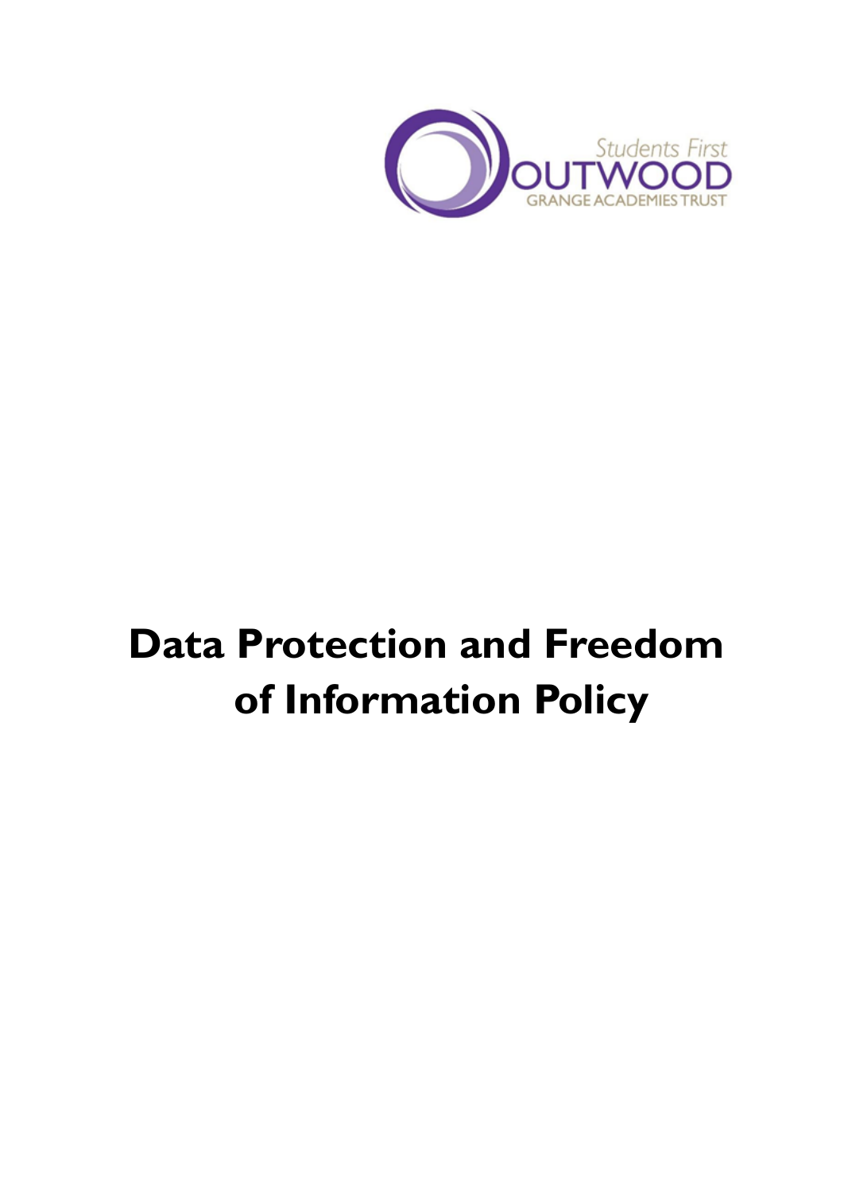Students First
OUTWOOD
GRANGE ACADEMIES TRUST

# Data Protection and Freedom of Information Policy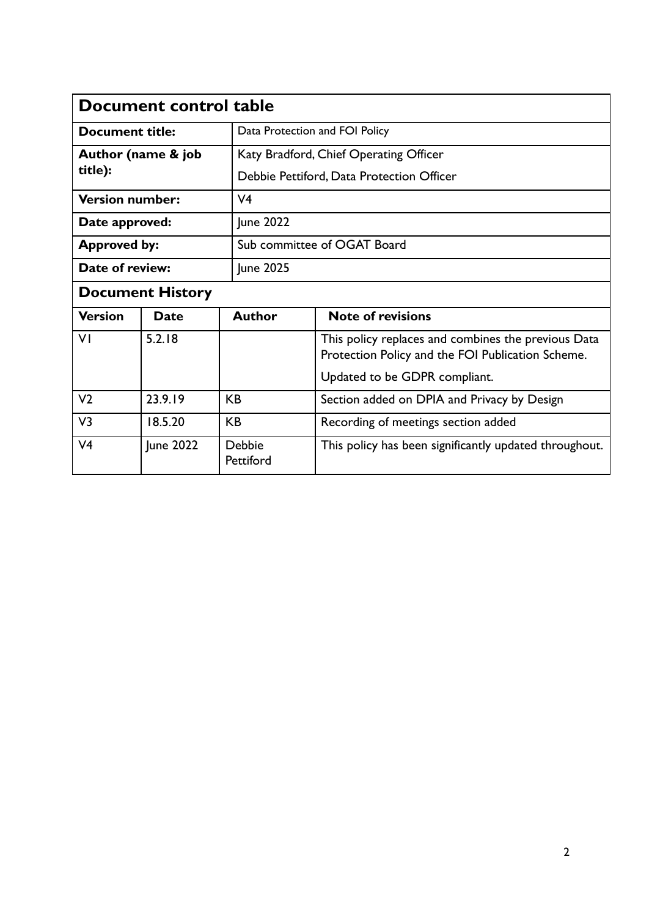## Document control table

| | |
|---|---|
| **Document title:** | Data Protection and FOI Policy |
| **Author (name & job title):** | Katy Bradford, Chief Operating Officer<br>Debbie Pettiford, Data Protection Officer |
| **Version number:** | V4 |
| **Date approved:** | June 2022 |
| **Approved by:** | Sub committee of OGAT Board |
| **Date of review:** | June 2025 |

## Document History

| Version | Date | Author | Note of revisions |
|---|---|---|---|
| V1 | 5.2.18 | | This policy replaces and combines the previous Data Protection Policy and the FOI Publication Scheme.<br>Updated to be GDPR compliant. |
| V2 | 23.9.19 | KB | Section added on DPIA and Privacy by Design |
| V3 | 18.5.20 | KB | Recording of meetings section added |
| V4 | June 2022 | Debbie Pettiford | This policy has been significantly updated throughout. |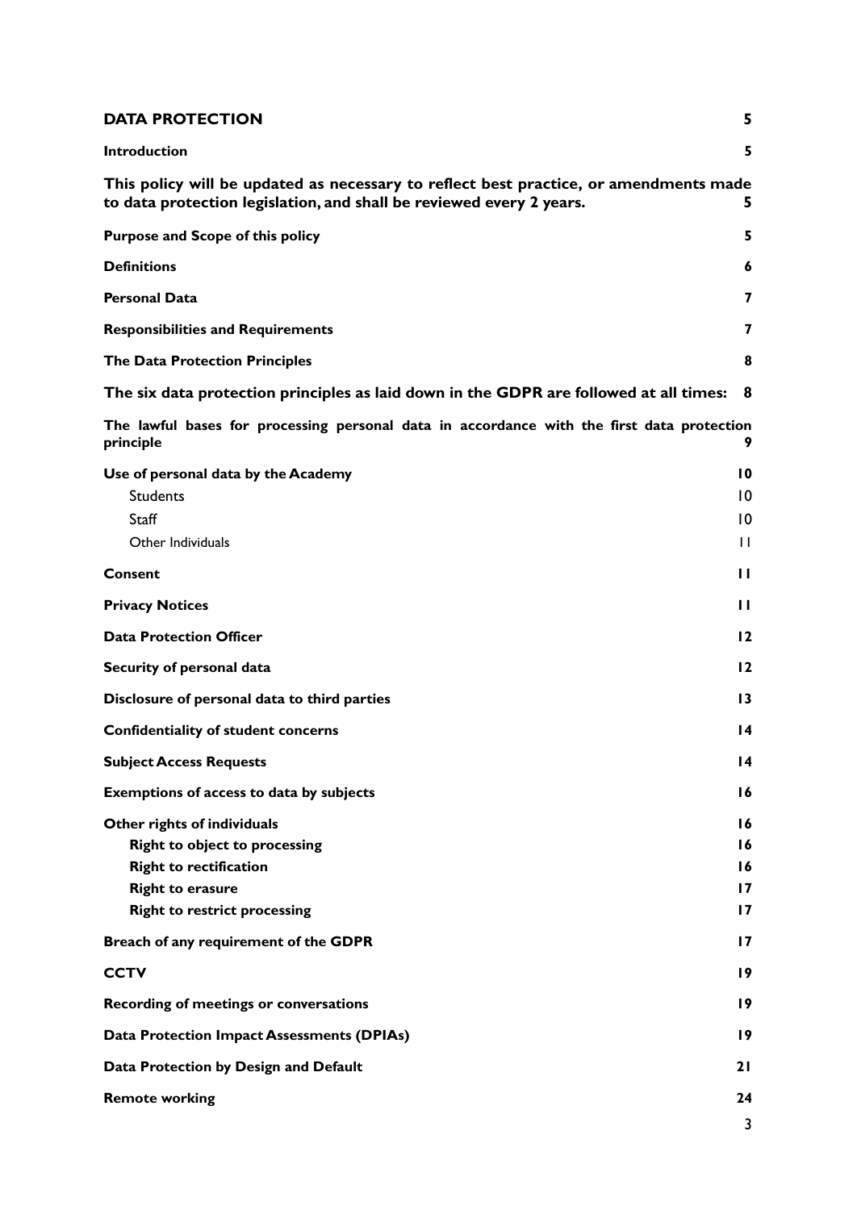| | |
|---|---|
| **DATA PROTECTION** | **5** |
| **Introduction** | **5** |
| **This policy will be updated as necessary to reflect best practice, or amendments made to data protection legislation, and shall be reviewed every 2 years.** | **5** |
| **Purpose and Scope of this policy** | **5** |
| **Definitions** | **6** |
| **Personal Data** | **7** |
| **Responsibilities and Requirements** | **7** |
| **The Data Protection Principles** | **8** |
| **The six data protection principles as laid down in the GDPR are followed at all times:** | **8** |
| **The lawful bases for processing personal data in accordance with the first data protection principle** | **9** |
| **Use of personal data by the Academy** | **10** |
| Students | 10 |
| Staff | 10 |
| Other Individuals | 11 |
| **Consent** | **11** |
| **Privacy Notices** | **11** |
| **Data Protection Officer** | **12** |
| **Security of personal data** | **12** |
| **Disclosure of personal data to third parties** | **13** |
| **Confidentiality of student concerns** | **14** |
| **Subject Access Requests** | **14** |
| **Exemptions of access to data by subjects** | **16** |
| **Other rights of individuals** | **16** |
| **Right to object to processing** | **16** |
| **Right to rectification** | **16** |
| **Right to erasure** | **17** |
| **Right to restrict processing** | **17** |
| **Breach of any requirement of the GDPR** | **17** |
| **CCTV** | **19** |
| **Recording of meetings or conversations** | **19** |
| **Data Protection Impact Assessments (DPIAs)** | **19** |
| **Data Protection by Design and Default** | **21** |
| **Remote working** | **24** |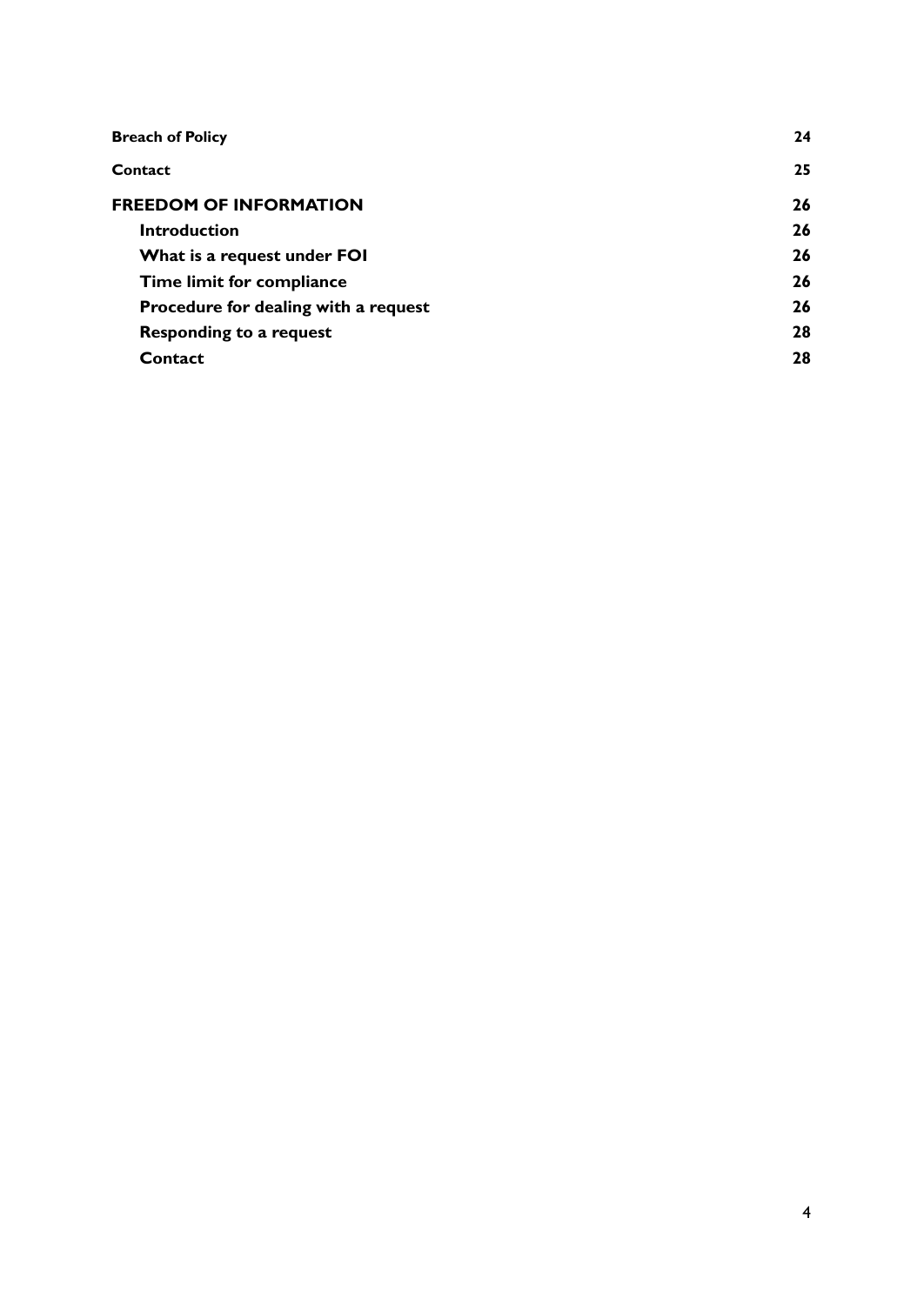| | |
|---|---|
| **Breach of Policy** | **24** |
| **Contact** | **25** |
| **FREEDOM OF INFORMATION** | **26** |
| **Introduction** | **26** |
| **What is a request under FOI** | **26** |
| **Time limit for compliance** | **26** |
| **Procedure for dealing with a request** | **26** |
| **Responding to a request** | **28** |
| **Contact** | **28** |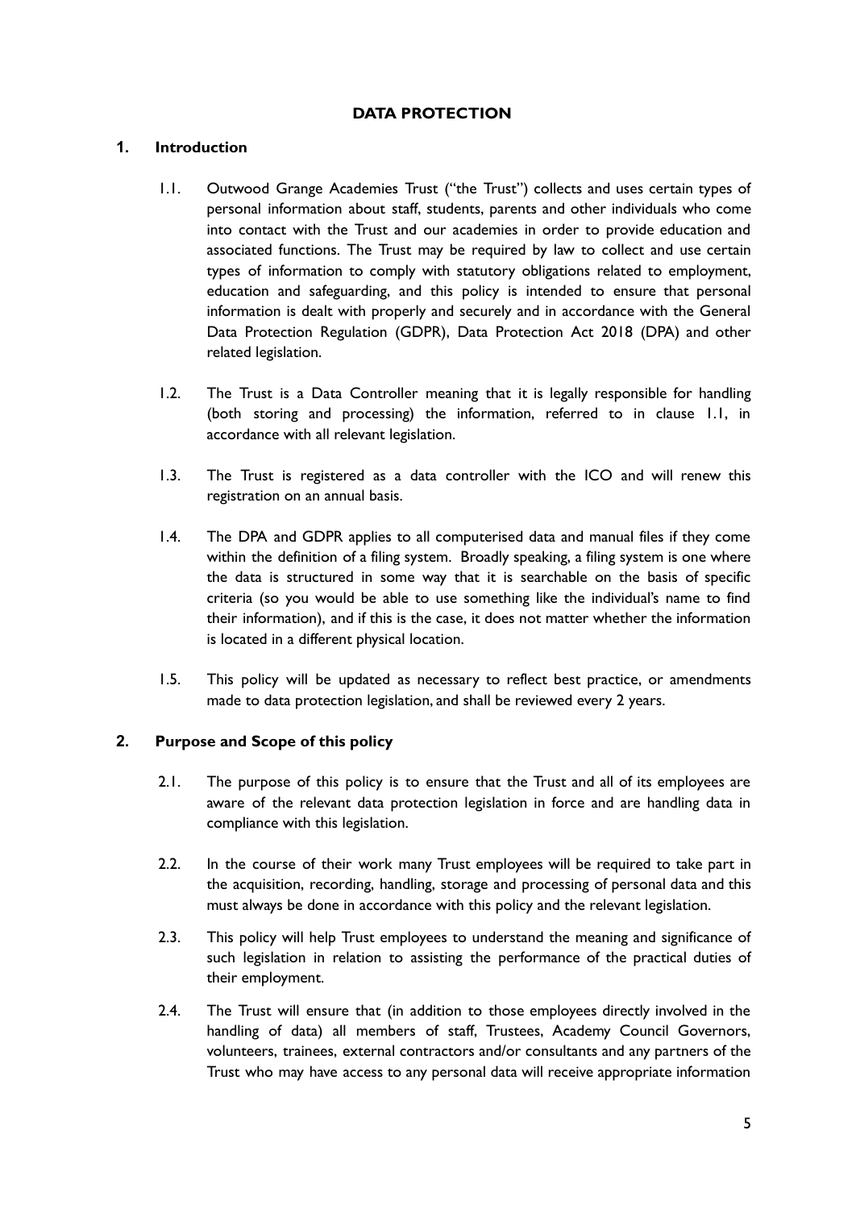# DATA PROTECTION

## 1. Introduction

1.1. Outwood Grange Academies Trust ("the Trust") collects and uses certain types of personal information about staff, students, parents and other individuals who come into contact with the Trust and our academies in order to provide education and associated functions. The Trust may be required by law to collect and use certain types of information to comply with statutory obligations related to employment, education and safeguarding, and this policy is intended to ensure that personal information is dealt with properly and securely and in accordance with the General Data Protection Regulation (GDPR), Data Protection Act 2018 (DPA) and other related legislation.

1.2. The Trust is a Data Controller meaning that it is legally responsible for handling (both storing and processing) the information, referred to in clause 1.1, in accordance with all relevant legislation.

1.3. The Trust is registered as a data controller with the ICO and will renew this registration on an annual basis.

1.4. The DPA and GDPR applies to all computerised data and manual files if they come within the definition of a filing system. Broadly speaking, a filing system is one where the data is structured in some way that it is searchable on the basis of specific criteria (so you would be able to use something like the individual's name to find their information), and if this is the case, it does not matter whether the information is located in a different physical location.

1.5. This policy will be updated as necessary to reflect best practice, or amendments made to data protection legislation, and shall be reviewed every 2 years.

## 2. Purpose and Scope of this policy

2.1. The purpose of this policy is to ensure that the Trust and all of its employees are aware of the relevant data protection legislation in force and are handling data in compliance with this legislation.

2.2. In the course of their work many Trust employees will be required to take part in the acquisition, recording, handling, storage and processing of personal data and this must always be done in accordance with this policy and the relevant legislation.

2.3. This policy will help Trust employees to understand the meaning and significance of such legislation in relation to assisting the performance of the practical duties of their employment.

2.4. The Trust will ensure that (in addition to those employees directly involved in the handling of data) all members of staff, Trustees, Academy Council Governors, volunteers, trainees, external contractors and/or consultants and any partners of the Trust who may have access to any personal data will receive appropriate information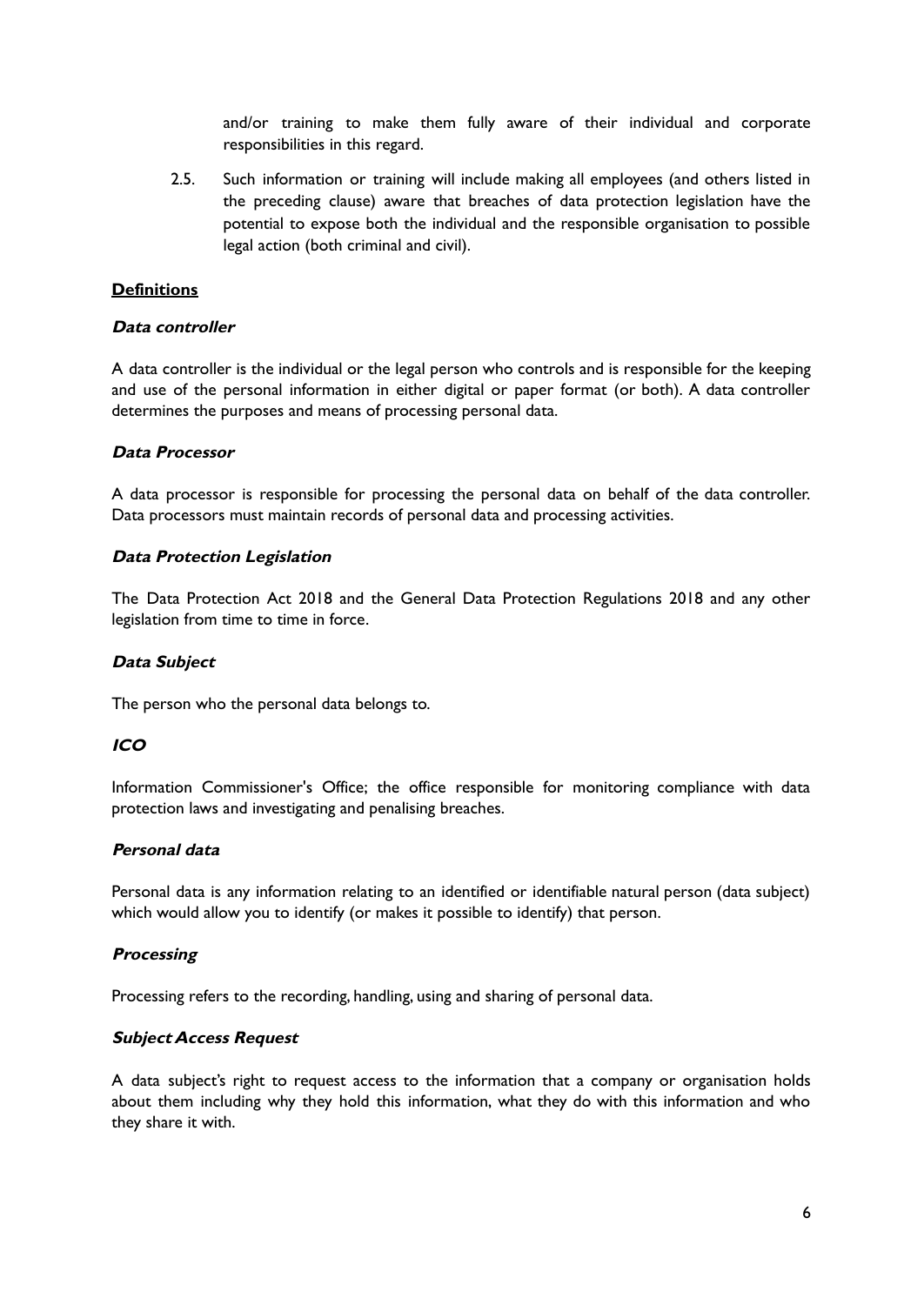and/or training to make them fully aware of their individual and corporate responsibilities in this regard.

2.5. Such information or training will include making all employees (and others listed in the preceding clause) aware that breaches of data protection legislation have the potential to expose both the individual and the responsible organisation to possible legal action (both criminal and civil).

## Definitions

### *Data controller*

A data controller is the individual or the legal person who controls and is responsible for the keeping and use of the personal information in either digital or paper format (or both). A data controller determines the purposes and means of processing personal data.

### *Data Processor*

A data processor is responsible for processing the personal data on behalf of the data controller. Data processors must maintain records of personal data and processing activities.

### *Data Protection Legislation*

The Data Protection Act 2018 and the General Data Protection Regulations 2018 and any other legislation from time to time in force.

### *Data Subject*

The person who the personal data belongs to.

### *ICO*

Information Commissioner's Office; the office responsible for monitoring compliance with data protection laws and investigating and penalising breaches.

### *Personal data*

Personal data is any information relating to an identified or identifiable natural person (data subject) which would allow you to identify (or makes it possible to identify) that person.

### *Processing*

Processing refers to the recording, handling, using and sharing of personal data.

### *Subject Access Request*

A data subject's right to request access to the information that a company or organisation holds about them including why they hold this information, what they do with this information and who they share it with.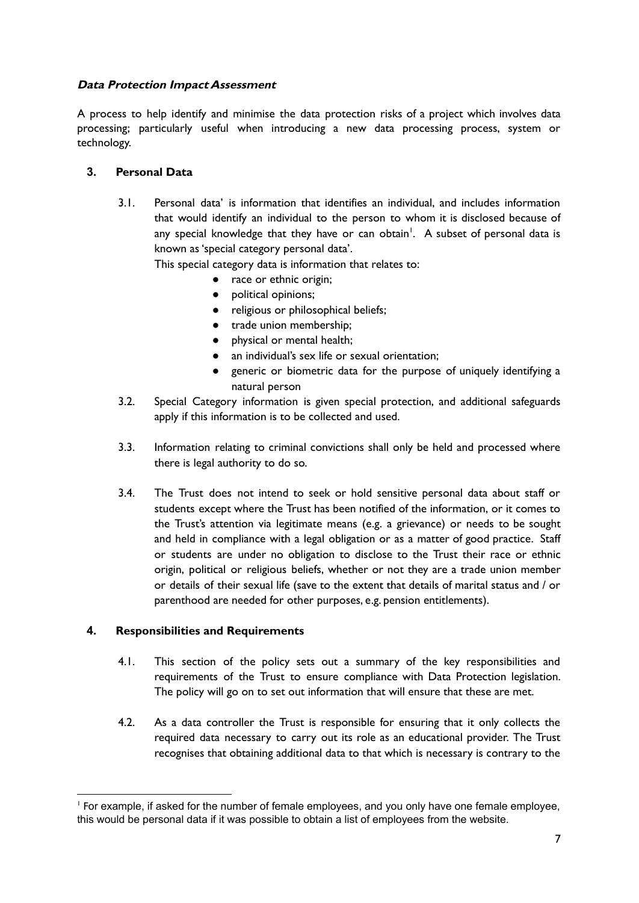**_Data Protection Impact Assessment_**

A process to help identify and minimise the data protection risks of a project which involves data processing; particularly useful when introducing a new data processing process, system or technology.

## 3. Personal Data

3.1. Personal data' is information that identifies an individual, and includes information that would identify an individual to the person to whom it is disclosed because of any special knowledge that they have or can obtain[1]. A subset of personal data is known as 'special category personal data'.

This special category data is information that relates to:

- race or ethnic origin;
- political opinions;
- religious or philosophical beliefs;
- trade union membership;
- physical or mental health;
- an individual's sex life or sexual orientation;
- generic or biometric data for the purpose of uniquely identifying a natural person

3.2. Special Category information is given special protection, and additional safeguards apply if this information is to be collected and used.

3.3. Information relating to criminal convictions shall only be held and processed where there is legal authority to do so.

3.4. The Trust does not intend to seek or hold sensitive personal data about staff or students except where the Trust has been notified of the information, or it comes to the Trust's attention via legitimate means (e.g. a grievance) or needs to be sought and held in compliance with a legal obligation or as a matter of good practice. Staff or students are under no obligation to disclose to the Trust their race or ethnic origin, political or religious beliefs, whether or not they are a trade union member or details of their sexual life (save to the extent that details of marital status and / or parenthood are needed for other purposes, e.g. pension entitlements).

## 4. Responsibilities and Requirements

4.1. This section of the policy sets out a summary of the key responsibilities and requirements of the Trust to ensure compliance with Data Protection legislation. The policy will go on to set out information that will ensure that these are met.

4.2. As a data controller the Trust is responsible for ensuring that it only collects the required data necessary to carry out its role as an educational provider. The Trust recognises that obtaining additional data to that which is necessary is contrary to the

[1] For example, if asked for the number of female employees, and you only have one female employee, this would be personal data if it was possible to obtain a list of employees from the website.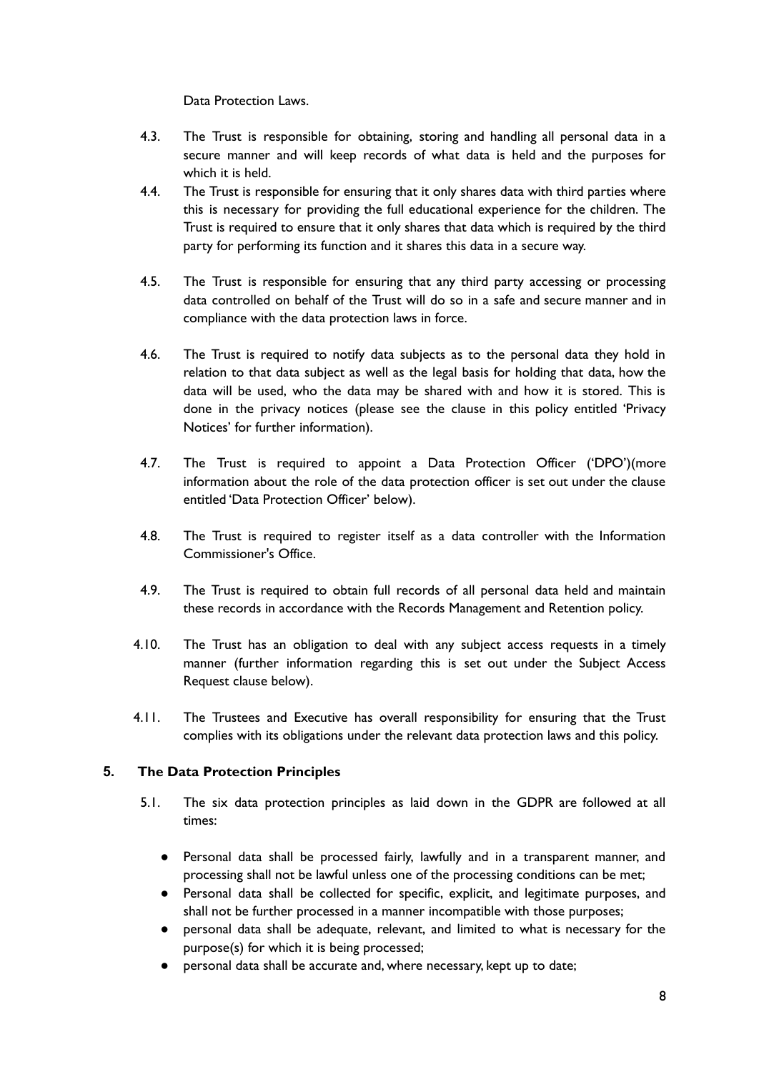Data Protection Laws.

4.3. The Trust is responsible for obtaining, storing and handling all personal data in a secure manner and will keep records of what data is held and the purposes for which it is held.

4.4. The Trust is responsible for ensuring that it only shares data with third parties where this is necessary for providing the full educational experience for the children. The Trust is required to ensure that it only shares that data which is required by the third party for performing its function and it shares this data in a secure way.

4.5. The Trust is responsible for ensuring that any third party accessing or processing data controlled on behalf of the Trust will do so in a safe and secure manner and in compliance with the data protection laws in force.

4.6. The Trust is required to notify data subjects as to the personal data they hold in relation to that data subject as well as the legal basis for holding that data, how the data will be used, who the data may be shared with and how it is stored. This is done in the privacy notices (please see the clause in this policy entitled 'Privacy Notices' for further information).

4.7. The Trust is required to appoint a Data Protection Officer ('DPO')(more information about the role of the data protection officer is set out under the clause entitled 'Data Protection Officer' below).

4.8. The Trust is required to register itself as a data controller with the Information Commissioner's Office.

4.9. The Trust is required to obtain full records of all personal data held and maintain these records in accordance with the Records Management and Retention policy.

4.10. The Trust has an obligation to deal with any subject access requests in a timely manner (further information regarding this is set out under the Subject Access Request clause below).

4.11. The Trustees and Executive has overall responsibility for ensuring that the Trust complies with its obligations under the relevant data protection laws and this policy.

## 5. The Data Protection Principles

5.1. The six data protection principles as laid down in the GDPR are followed at all times:

- Personal data shall be processed fairly, lawfully and in a transparent manner, and processing shall not be lawful unless one of the processing conditions can be met;
- Personal data shall be collected for specific, explicit, and legitimate purposes, and shall not be further processed in a manner incompatible with those purposes;
- personal data shall be adequate, relevant, and limited to what is necessary for the purpose(s) for which it is being processed;
- personal data shall be accurate and, where necessary, kept up to date;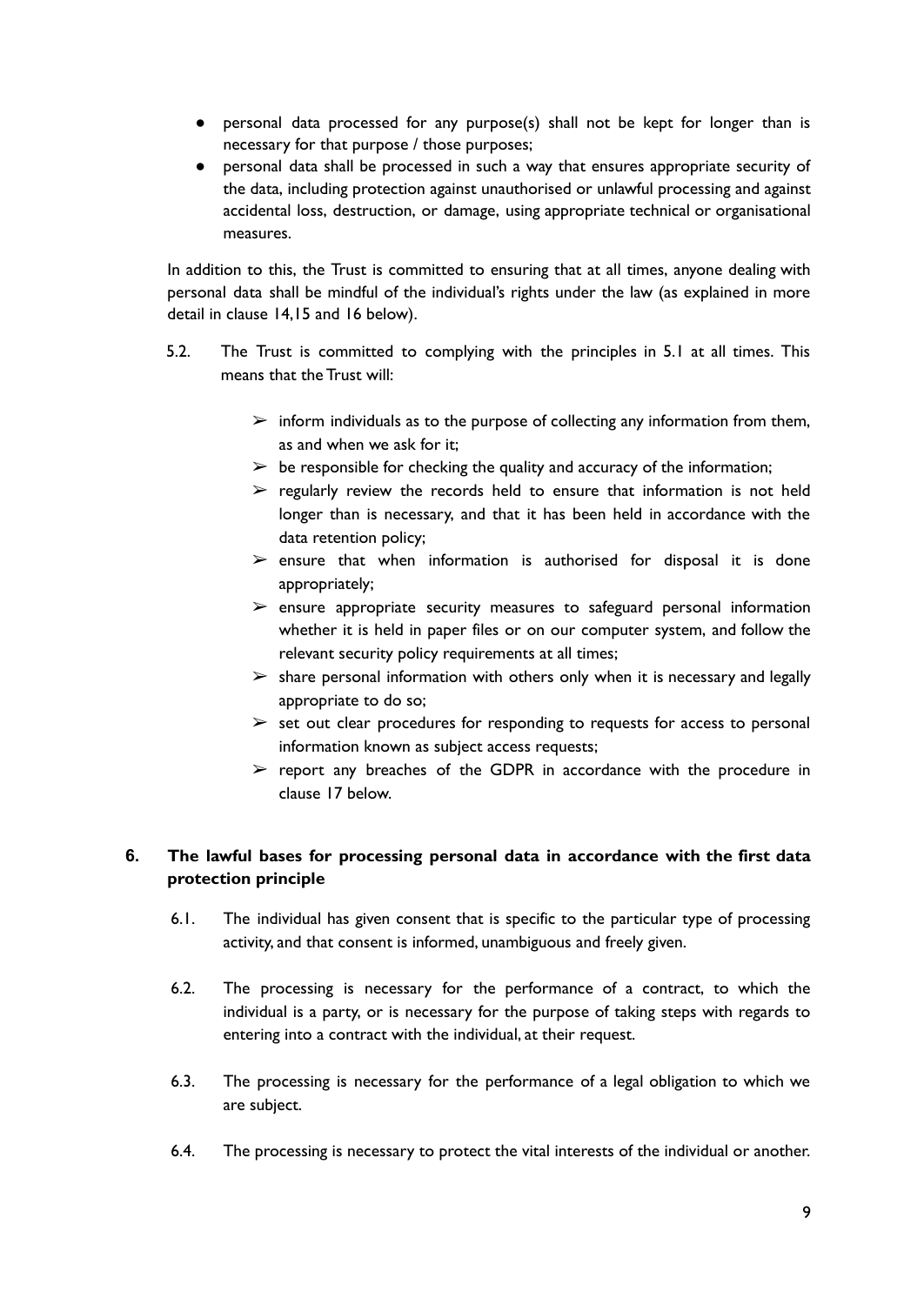- personal data processed for any purpose(s) shall not be kept for longer than is necessary for that purpose / those purposes;
- personal data shall be processed in such a way that ensures appropriate security of the data, including protection against unauthorised or unlawful processing and against accidental loss, destruction, or damage, using appropriate technical or organisational measures.

In addition to this, the Trust is committed to ensuring that at all times, anyone dealing with personal data shall be mindful of the individual's rights under the law (as explained in more detail in clause 14,15 and 16 below).

5.2. The Trust is committed to complying with the principles in 5.1 at all times. This means that the Trust will:

- ➢ inform individuals as to the purpose of collecting any information from them, as and when we ask for it;
- ➢ be responsible for checking the quality and accuracy of the information;
- ➢ regularly review the records held to ensure that information is not held longer than is necessary, and that it has been held in accordance with the data retention policy;
- ➢ ensure that when information is authorised for disposal it is done appropriately;
- ➢ ensure appropriate security measures to safeguard personal information whether it is held in paper files or on our computer system, and follow the relevant security policy requirements at all times;
- ➢ share personal information with others only when it is necessary and legally appropriate to do so;
- ➢ set out clear procedures for responding to requests for access to personal information known as subject access requests;
- ➢ report any breaches of the GDPR in accordance with the procedure in clause 17 below.

## 6. The lawful bases for processing personal data in accordance with the first data protection principle

6.1. The individual has given consent that is specific to the particular type of processing activity, and that consent is informed, unambiguous and freely given.

6.2. The processing is necessary for the performance of a contract, to which the individual is a party, or is necessary for the purpose of taking steps with regards to entering into a contract with the individual, at their request.

6.3. The processing is necessary for the performance of a legal obligation to which we are subject.

6.4. The processing is necessary to protect the vital interests of the individual or another.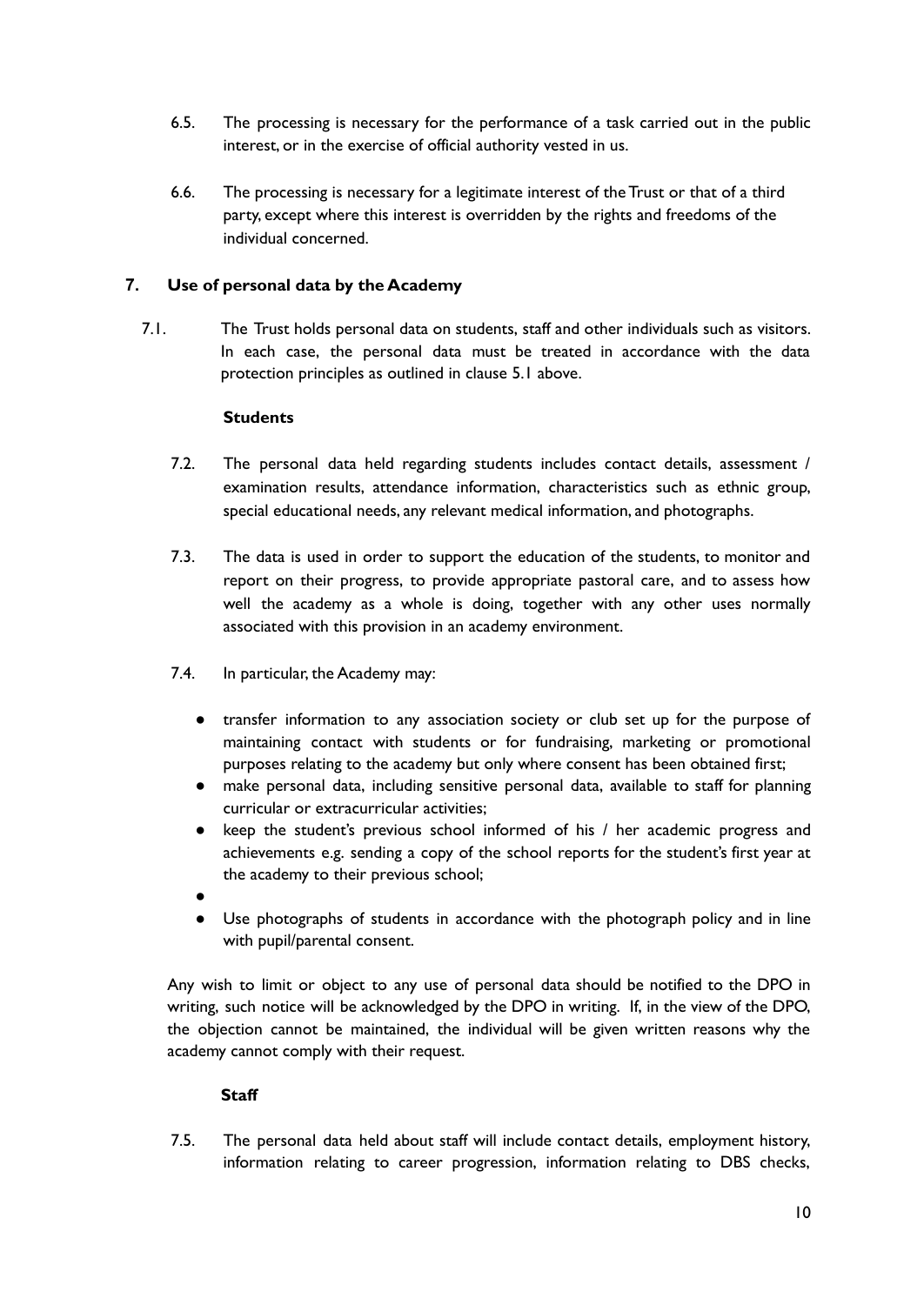6.5. The processing is necessary for the performance of a task carried out in the public interest, or in the exercise of official authority vested in us.

6.6. The processing is necessary for a legitimate interest of the Trust or that of a third party, except where this interest is overridden by the rights and freedoms of the individual concerned.

## 7. Use of personal data by the Academy

7.1. The Trust holds personal data on students, staff and other individuals such as visitors. In each case, the personal data must be treated in accordance with the data protection principles as outlined in clause 5.1 above.

**Students**

7.2. The personal data held regarding students includes contact details, assessment / examination results, attendance information, characteristics such as ethnic group, special educational needs, any relevant medical information, and photographs.

7.3. The data is used in order to support the education of the students, to monitor and report on their progress, to provide appropriate pastoral care, and to assess how well the academy as a whole is doing, together with any other uses normally associated with this provision in an academy environment.

7.4. In particular, the Academy may:

- transfer information to any association society or club set up for the purpose of maintaining contact with students or for fundraising, marketing or promotional purposes relating to the academy but only where consent has been obtained first;
- make personal data, including sensitive personal data, available to staff for planning curricular or extracurricular activities;
- keep the student's previous school informed of his / her academic progress and achievements e.g. sending a copy of the school reports for the student's first year at the academy to their previous school;
- 
- Use photographs of students in accordance with the photograph policy and in line with pupil/parental consent.

Any wish to limit or object to any use of personal data should be notified to the DPO in writing, such notice will be acknowledged by the DPO in writing. If, in the view of the DPO, the objection cannot be maintained, the individual will be given written reasons why the academy cannot comply with their request.

**Staff**

7.5. The personal data held about staff will include contact details, employment history, information relating to career progression, information relating to DBS checks,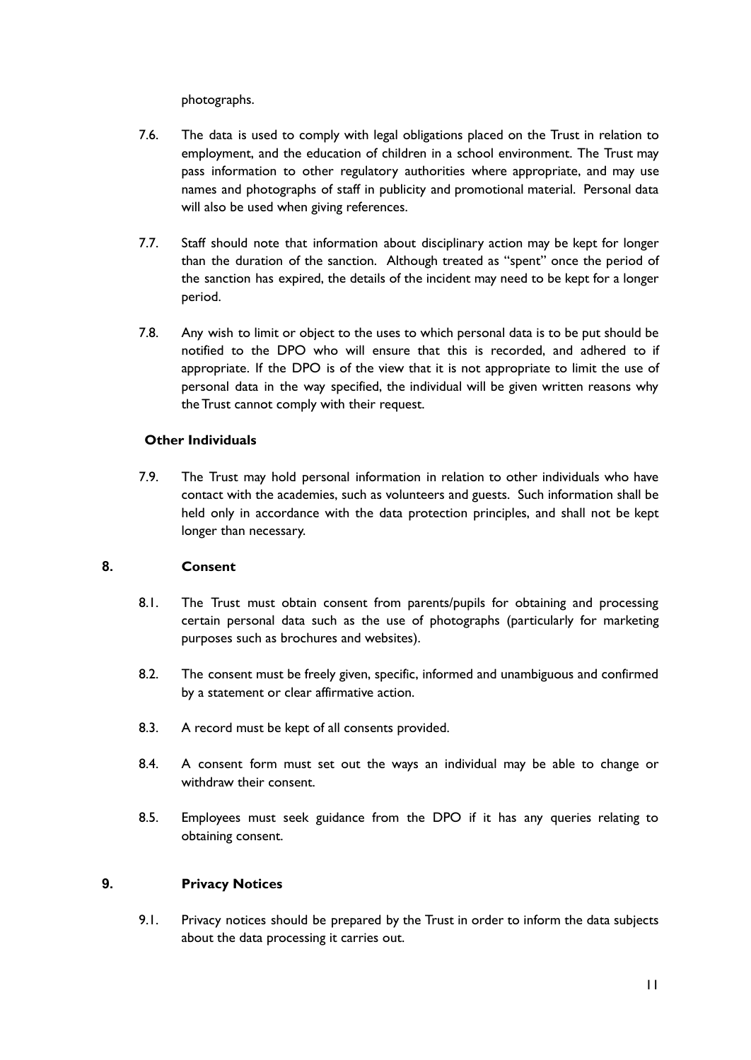photographs.

7.6. The data is used to comply with legal obligations placed on the Trust in relation to employment, and the education of children in a school environment. The Trust may pass information to other regulatory authorities where appropriate, and may use names and photographs of staff in publicity and promotional material. Personal data will also be used when giving references.

7.7. Staff should note that information about disciplinary action may be kept for longer than the duration of the sanction. Although treated as "spent" once the period of the sanction has expired, the details of the incident may need to be kept for a longer period.

7.8. Any wish to limit or object to the uses to which personal data is to be put should be notified to the DPO who will ensure that this is recorded, and adhered to if appropriate. If the DPO is of the view that it is not appropriate to limit the use of personal data in the way specified, the individual will be given written reasons why the Trust cannot comply with their request.

**Other Individuals**

7.9. The Trust may hold personal information in relation to other individuals who have contact with the academies, such as volunteers and guests. Such information shall be held only in accordance with the data protection principles, and shall not be kept longer than necessary.

## 8. Consent

8.1. The Trust must obtain consent from parents/pupils for obtaining and processing certain personal data such as the use of photographs (particularly for marketing purposes such as brochures and websites).

8.2. The consent must be freely given, specific, informed and unambiguous and confirmed by a statement or clear affirmative action.

8.3. A record must be kept of all consents provided.

8.4. A consent form must set out the ways an individual may be able to change or withdraw their consent.

8.5. Employees must seek guidance from the DPO if it has any queries relating to obtaining consent.

## 9. Privacy Notices

9.1. Privacy notices should be prepared by the Trust in order to inform the data subjects about the data processing it carries out.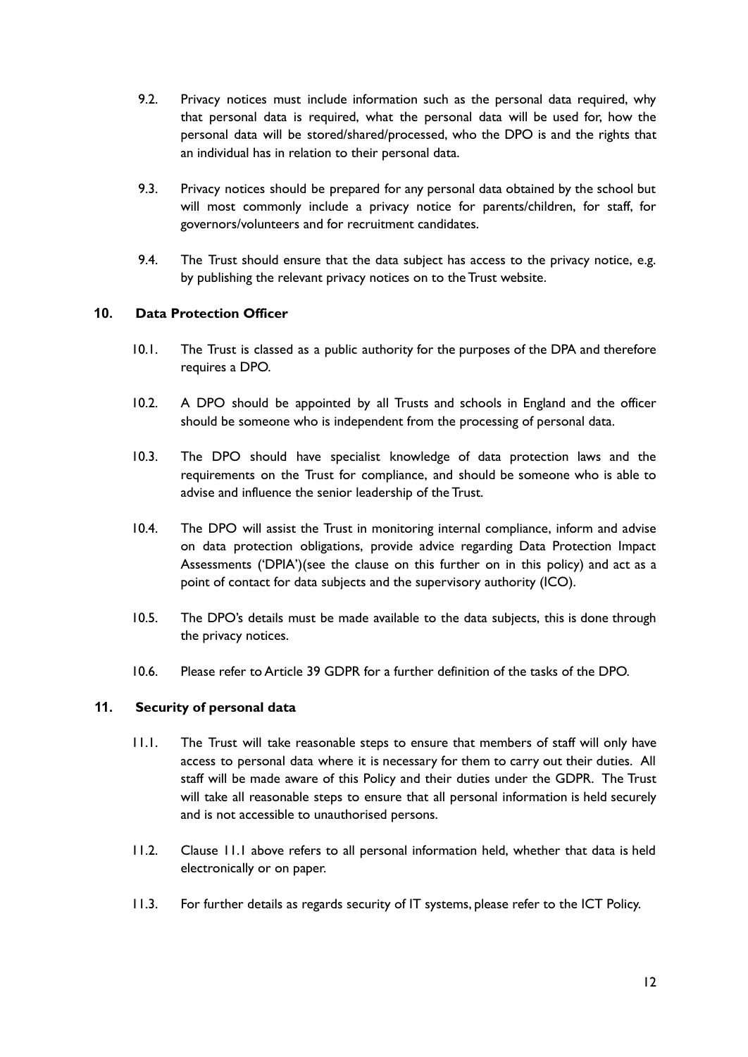9.2. Privacy notices must include information such as the personal data required, why that personal data is required, what the personal data will be used for, how the personal data will be stored/shared/processed, who the DPO is and the rights that an individual has in relation to their personal data.

9.3. Privacy notices should be prepared for any personal data obtained by the school but will most commonly include a privacy notice for parents/children, for staff, for governors/volunteers and for recruitment candidates.

9.4. The Trust should ensure that the data subject has access to the privacy notice, e.g. by publishing the relevant privacy notices on to the Trust website.

## 10. Data Protection Officer

10.1. The Trust is classed as a public authority for the purposes of the DPA and therefore requires a DPO.

10.2. A DPO should be appointed by all Trusts and schools in England and the officer should be someone who is independent from the processing of personal data.

10.3. The DPO should have specialist knowledge of data protection laws and the requirements on the Trust for compliance, and should be someone who is able to advise and influence the senior leadership of the Trust.

10.4. The DPO will assist the Trust in monitoring internal compliance, inform and advise on data protection obligations, provide advice regarding Data Protection Impact Assessments ('DPIA')(see the clause on this further on in this policy) and act as a point of contact for data subjects and the supervisory authority (ICO).

10.5. The DPO's details must be made available to the data subjects, this is done through the privacy notices.

10.6. Please refer to Article 39 GDPR for a further definition of the tasks of the DPO.

## 11. Security of personal data

11.1. The Trust will take reasonable steps to ensure that members of staff will only have access to personal data where it is necessary for them to carry out their duties. All staff will be made aware of this Policy and their duties under the GDPR. The Trust will take all reasonable steps to ensure that all personal information is held securely and is not accessible to unauthorised persons.

11.2. Clause 11.1 above refers to all personal information held, whether that data is held electronically or on paper.

11.3. For further details as regards security of IT systems, please refer to the ICT Policy.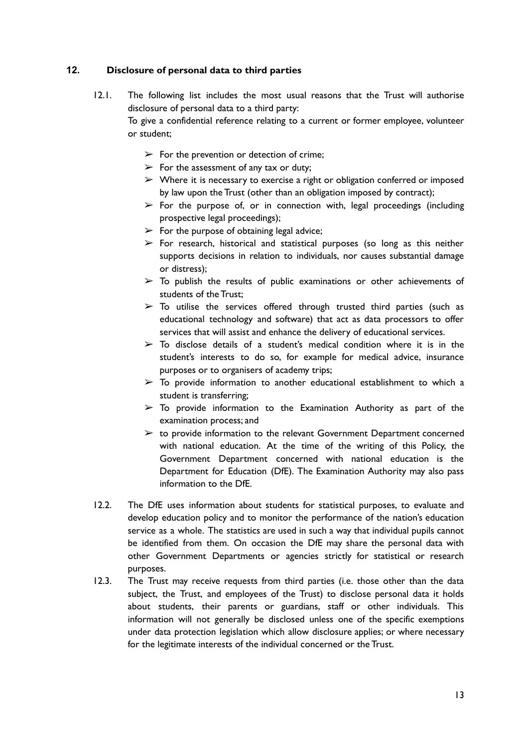## 12. Disclosure of personal data to third parties

12.1. The following list includes the most usual reasons that the Trust will authorise disclosure of personal data to a third party:
To give a confidential reference relating to a current or former employee, volunteer or student;

- For the prevention or detection of crime;
- For the assessment of any tax or duty;
- Where it is necessary to exercise a right or obligation conferred or imposed by law upon the Trust (other than an obligation imposed by contract);
- For the purpose of, or in connection with, legal proceedings (including prospective legal proceedings);
- For the purpose of obtaining legal advice;
- For research, historical and statistical purposes (so long as this neither supports decisions in relation to individuals, nor causes substantial damage or distress);
- To publish the results of public examinations or other achievements of students of the Trust;
- To utilise the services offered through trusted third parties (such as educational technology and software) that act as data processors to offer services that will assist and enhance the delivery of educational services.
- To disclose details of a student's medical condition where it is in the student's interests to do so, for example for medical advice, insurance purposes or to organisers of academy trips;
- To provide information to another educational establishment to which a student is transferring;
- To provide information to the Examination Authority as part of the examination process; and
- to provide information to the relevant Government Department concerned with national education. At the time of the writing of this Policy, the Government Department concerned with national education is the Department for Education (DfE). The Examination Authority may also pass information to the DfE.

12.2. The DfE uses information about students for statistical purposes, to evaluate and develop education policy and to monitor the performance of the nation's education service as a whole. The statistics are used in such a way that individual pupils cannot be identified from them. On occasion the DfE may share the personal data with other Government Departments or agencies strictly for statistical or research purposes.

12.3. The Trust may receive requests from third parties (i.e. those other than the data subject, the Trust, and employees of the Trust) to disclose personal data it holds about students, their parents or guardians, staff or other individuals. This information will not generally be disclosed unless one of the specific exemptions under data protection legislation which allow disclosure applies; or where necessary for the legitimate interests of the individual concerned or the Trust.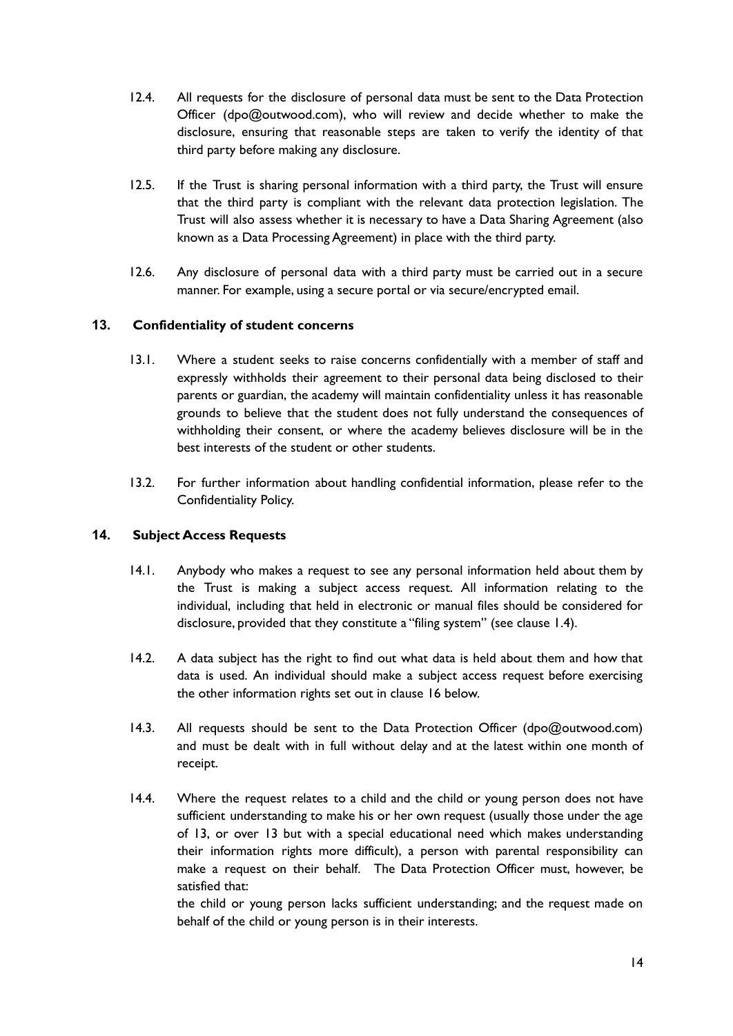12.4. All requests for the disclosure of personal data must be sent to the Data Protection Officer (dpo@outwood.com), who will review and decide whether to make the disclosure, ensuring that reasonable steps are taken to verify the identity of that third party before making any disclosure.

12.5. If the Trust is sharing personal information with a third party, the Trust will ensure that the third party is compliant with the relevant data protection legislation. The Trust will also assess whether it is necessary to have a Data Sharing Agreement (also known as a Data Processing Agreement) in place with the third party.

12.6. Any disclosure of personal data with a third party must be carried out in a secure manner. For example, using a secure portal or via secure/encrypted email.

## 13. Confidentiality of student concerns

13.1. Where a student seeks to raise concerns confidentially with a member of staff and expressly withholds their agreement to their personal data being disclosed to their parents or guardian, the academy will maintain confidentiality unless it has reasonable grounds to believe that the student does not fully understand the consequences of withholding their consent, or where the academy believes disclosure will be in the best interests of the student or other students.

13.2. For further information about handling confidential information, please refer to the Confidentiality Policy.

## 14. Subject Access Requests

14.1. Anybody who makes a request to see any personal information held about them by the Trust is making a subject access request. All information relating to the individual, including that held in electronic or manual files should be considered for disclosure, provided that they constitute a "filing system" (see clause 1.4).

14.2. A data subject has the right to find out what data is held about them and how that data is used. An individual should make a subject access request before exercising the other information rights set out in clause 16 below.

14.3. All requests should be sent to the Data Protection Officer (dpo@outwood.com) and must be dealt with in full without delay and at the latest within one month of receipt.

14.4. Where the request relates to a child and the child or young person does not have sufficient understanding to make his or her own request (usually those under the age of 13, or over 13 but with a special educational need which makes understanding their information rights more difficult), a person with parental responsibility can make a request on their behalf. The Data Protection Officer must, however, be satisfied that:

the child or young person lacks sufficient understanding; and the request made on behalf of the child or young person is in their interests.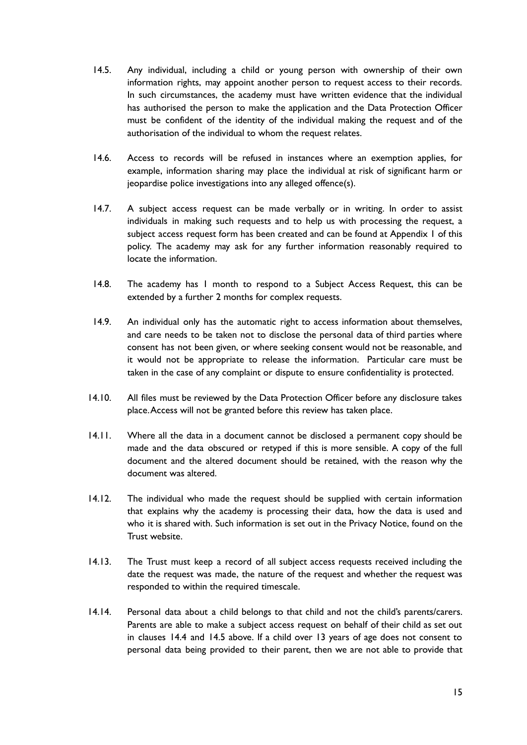14.5. Any individual, including a child or young person with ownership of their own information rights, may appoint another person to request access to their records. In such circumstances, the academy must have written evidence that the individual has authorised the person to make the application and the Data Protection Officer must be confident of the identity of the individual making the request and of the authorisation of the individual to whom the request relates.

14.6. Access to records will be refused in instances where an exemption applies, for example, information sharing may place the individual at risk of significant harm or jeopardise police investigations into any alleged offence(s).

14.7. A subject access request can be made verbally or in writing. In order to assist individuals in making such requests and to help us with processing the request, a subject access request form has been created and can be found at Appendix 1 of this policy. The academy may ask for any further information reasonably required to locate the information.

14.8. The academy has 1 month to respond to a Subject Access Request, this can be extended by a further 2 months for complex requests.

14.9. An individual only has the automatic right to access information about themselves, and care needs to be taken not to disclose the personal data of third parties where consent has not been given, or where seeking consent would not be reasonable, and it would not be appropriate to release the information. Particular care must be taken in the case of any complaint or dispute to ensure confidentiality is protected.

14.10. All files must be reviewed by the Data Protection Officer before any disclosure takes place. Access will not be granted before this review has taken place.

14.11. Where all the data in a document cannot be disclosed a permanent copy should be made and the data obscured or retyped if this is more sensible. A copy of the full document and the altered document should be retained, with the reason why the document was altered.

14.12. The individual who made the request should be supplied with certain information that explains why the academy is processing their data, how the data is used and who it is shared with. Such information is set out in the Privacy Notice, found on the Trust website.

14.13. The Trust must keep a record of all subject access requests received including the date the request was made, the nature of the request and whether the request was responded to within the required timescale.

14.14. Personal data about a child belongs to that child and not the child's parents/carers. Parents are able to make a subject access request on behalf of their child as set out in clauses 14.4 and 14.5 above. If a child over 13 years of age does not consent to personal data being provided to their parent, then we are not able to provide that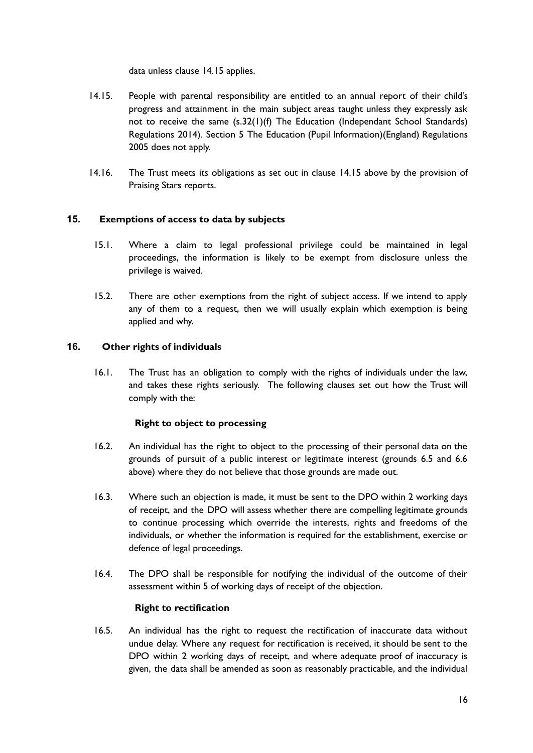data unless clause 14.15 applies.

14.15. People with parental responsibility are entitled to an annual report of their child's progress and attainment in the main subject areas taught unless they expressly ask not to receive the same (s.32(1)(f) The Education (Independant School Standards) Regulations 2014). Section 5 The Education (Pupil Information)(England) Regulations 2005 does not apply.

14.16. The Trust meets its obligations as set out in clause 14.15 above by the provision of Praising Stars reports.

## 15. Exemptions of access to data by subjects

15.1. Where a claim to legal professional privilege could be maintained in legal proceedings, the information is likely to be exempt from disclosure unless the privilege is waived.

15.2. There are other exemptions from the right of subject access. If we intend to apply any of them to a request, then we will usually explain which exemption is being applied and why.

## 16. Other rights of individuals

16.1. The Trust has an obligation to comply with the rights of individuals under the law, and takes these rights seriously. The following clauses set out how the Trust will comply with the:

**Right to object to processing**

16.2. An individual has the right to object to the processing of their personal data on the grounds of pursuit of a public interest or legitimate interest (grounds 6.5 and 6.6 above) where they do not believe that those grounds are made out.

16.3. Where such an objection is made, it must be sent to the DPO within 2 working days of receipt, and the DPO will assess whether there are compelling legitimate grounds to continue processing which override the interests, rights and freedoms of the individuals, or whether the information is required for the establishment, exercise or defence of legal proceedings.

16.4. The DPO shall be responsible for notifying the individual of the outcome of their assessment within 5 of working days of receipt of the objection.

**Right to rectification**

16.5. An individual has the right to request the rectification of inaccurate data without undue delay. Where any request for rectification is received, it should be sent to the DPO within 2 working days of receipt, and where adequate proof of inaccuracy is given, the data shall be amended as soon as reasonably practicable, and the individual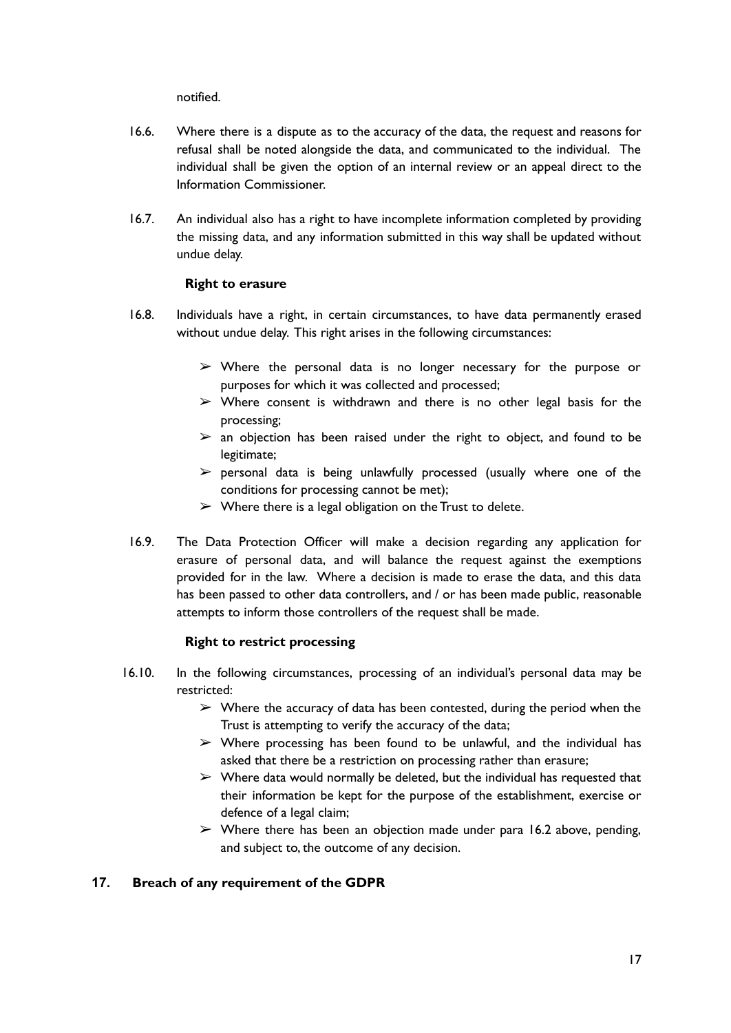notified.

16.6. Where there is a dispute as to the accuracy of the data, the request and reasons for refusal shall be noted alongside the data, and communicated to the individual. The individual shall be given the option of an internal review or an appeal direct to the Information Commissioner.

16.7. An individual also has a right to have incomplete information completed by providing the missing data, and any information submitted in this way shall be updated without undue delay.

**Right to erasure**

16.8. Individuals have a right, in certain circumstances, to have data permanently erased without undue delay. This right arises in the following circumstances:

- ➢ Where the personal data is no longer necessary for the purpose or purposes for which it was collected and processed;
- ➢ Where consent is withdrawn and there is no other legal basis for the processing;
- ➢ an objection has been raised under the right to object, and found to be legitimate;
- ➢ personal data is being unlawfully processed (usually where one of the conditions for processing cannot be met);
- ➢ Where there is a legal obligation on the Trust to delete.

16.9. The Data Protection Officer will make a decision regarding any application for erasure of personal data, and will balance the request against the exemptions provided for in the law. Where a decision is made to erase the data, and this data has been passed to other data controllers, and / or has been made public, reasonable attempts to inform those controllers of the request shall be made.

**Right to restrict processing**

16.10. In the following circumstances, processing of an individual's personal data may be restricted:

- ➢ Where the accuracy of data has been contested, during the period when the Trust is attempting to verify the accuracy of the data;
- ➢ Where processing has been found to be unlawful, and the individual has asked that there be a restriction on processing rather than erasure;
- ➢ Where data would normally be deleted, but the individual has requested that their information be kept for the purpose of the establishment, exercise or defence of a legal claim;
- ➢ Where there has been an objection made under para 16.2 above, pending, and subject to, the outcome of any decision.

## 17. Breach of any requirement of the GDPR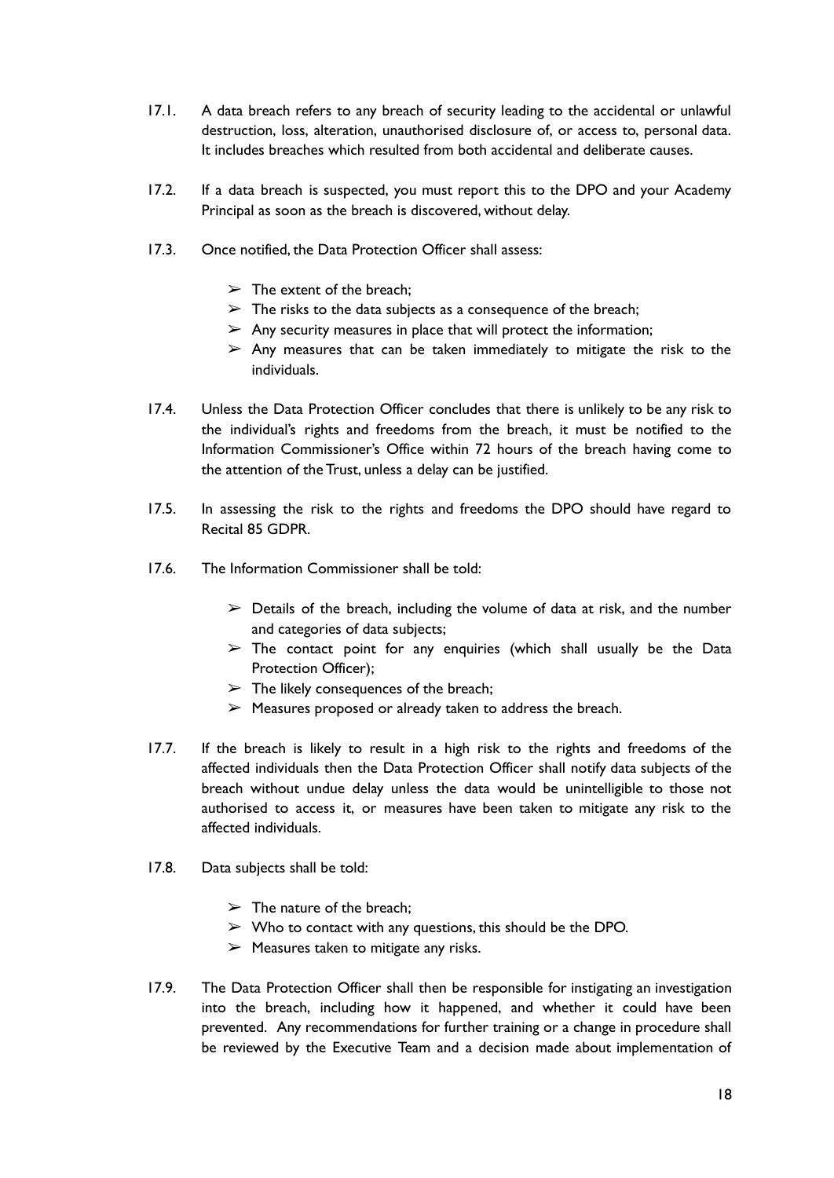17.1. A data breach refers to any breach of security leading to the accidental or unlawful destruction, loss, alteration, unauthorised disclosure of, or access to, personal data. It includes breaches which resulted from both accidental and deliberate causes.

17.2. If a data breach is suspected, you must report this to the DPO and your Academy Principal as soon as the breach is discovered, without delay.

17.3. Once notified, the Data Protection Officer shall assess:

- ➢ The extent of the breach;
- ➢ The risks to the data subjects as a consequence of the breach;
- ➢ Any security measures in place that will protect the information;
- ➢ Any measures that can be taken immediately to mitigate the risk to the individuals.

17.4. Unless the Data Protection Officer concludes that there is unlikely to be any risk to the individual's rights and freedoms from the breach, it must be notified to the Information Commissioner's Office within 72 hours of the breach having come to the attention of the Trust, unless a delay can be justified.

17.5. In assessing the risk to the rights and freedoms the DPO should have regard to Recital 85 GDPR.

17.6. The Information Commissioner shall be told:

- ➢ Details of the breach, including the volume of data at risk, and the number and categories of data subjects;
- ➢ The contact point for any enquiries (which shall usually be the Data Protection Officer);
- ➢ The likely consequences of the breach;
- ➢ Measures proposed or already taken to address the breach.

17.7. If the breach is likely to result in a high risk to the rights and freedoms of the affected individuals then the Data Protection Officer shall notify data subjects of the breach without undue delay unless the data would be unintelligible to those not authorised to access it, or measures have been taken to mitigate any risk to the affected individuals.

17.8. Data subjects shall be told:

- ➢ The nature of the breach;
- ➢ Who to contact with any questions, this should be the DPO.
- ➢ Measures taken to mitigate any risks.

17.9. The Data Protection Officer shall then be responsible for instigating an investigation into the breach, including how it happened, and whether it could have been prevented. Any recommendations for further training or a change in procedure shall be reviewed by the Executive Team and a decision made about implementation of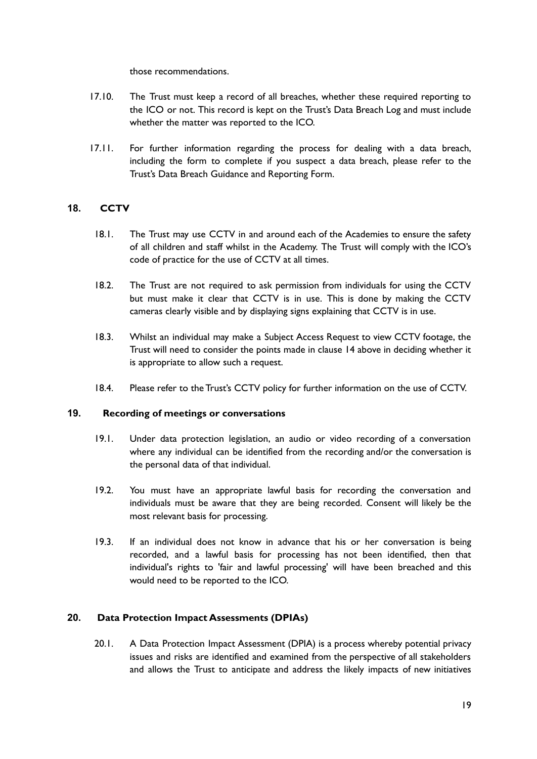those recommendations.

17.10. The Trust must keep a record of all breaches, whether these required reporting to the ICO or not. This record is kept on the Trust's Data Breach Log and must include whether the matter was reported to the ICO.

17.11. For further information regarding the process for dealing with a data breach, including the form to complete if you suspect a data breach, please refer to the Trust's Data Breach Guidance and Reporting Form.

## 18. CCTV

18.1. The Trust may use CCTV in and around each of the Academies to ensure the safety of all children and staff whilst in the Academy. The Trust will comply with the ICO's code of practice for the use of CCTV at all times.

18.2. The Trust are not required to ask permission from individuals for using the CCTV but must make it clear that CCTV is in use. This is done by making the CCTV cameras clearly visible and by displaying signs explaining that CCTV is in use.

18.3. Whilst an individual may make a Subject Access Request to view CCTV footage, the Trust will need to consider the points made in clause 14 above in deciding whether it is appropriate to allow such a request.

18.4. Please refer to the Trust's CCTV policy for further information on the use of CCTV.

## 19. Recording of meetings or conversations

19.1. Under data protection legislation, an audio or video recording of a conversation where any individual can be identified from the recording and/or the conversation is the personal data of that individual.

19.2. You must have an appropriate lawful basis for recording the conversation and individuals must be aware that they are being recorded. Consent will likely be the most relevant basis for processing.

19.3. If an individual does not know in advance that his or her conversation is being recorded, and a lawful basis for processing has not been identified, then that individual's rights to 'fair and lawful processing' will have been breached and this would need to be reported to the ICO.

## 20. Data Protection Impact Assessments (DPIAs)

20.1. A Data Protection Impact Assessment (DPIA) is a process whereby potential privacy issues and risks are identified and examined from the perspective of all stakeholders and allows the Trust to anticipate and address the likely impacts of new initiatives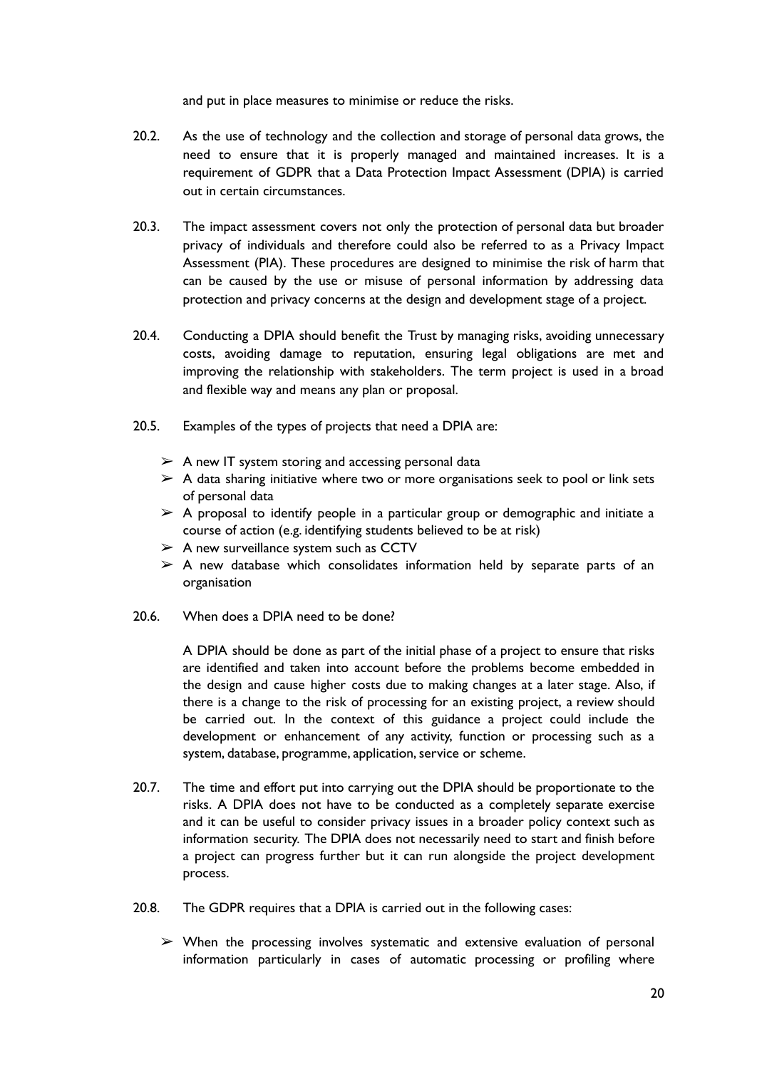and put in place measures to minimise or reduce the risks.

20.2. As the use of technology and the collection and storage of personal data grows, the need to ensure that it is properly managed and maintained increases. It is a requirement of GDPR that a Data Protection Impact Assessment (DPIA) is carried out in certain circumstances.

20.3. The impact assessment covers not only the protection of personal data but broader privacy of individuals and therefore could also be referred to as a Privacy Impact Assessment (PIA). These procedures are designed to minimise the risk of harm that can be caused by the use or misuse of personal information by addressing data protection and privacy concerns at the design and development stage of a project.

20.4. Conducting a DPIA should benefit the Trust by managing risks, avoiding unnecessary costs, avoiding damage to reputation, ensuring legal obligations are met and improving the relationship with stakeholders. The term project is used in a broad and flexible way and means any plan or proposal.

20.5. Examples of the types of projects that need a DPIA are:

- A new IT system storing and accessing personal data
- A data sharing initiative where two or more organisations seek to pool or link sets of personal data
- A proposal to identify people in a particular group or demographic and initiate a course of action (e.g. identifying students believed to be at risk)
- A new surveillance system such as CCTV
- A new database which consolidates information held by separate parts of an organisation

20.6. When does a DPIA need to be done?

A DPIA should be done as part of the initial phase of a project to ensure that risks are identified and taken into account before the problems become embedded in the design and cause higher costs due to making changes at a later stage. Also, if there is a change to the risk of processing for an existing project, a review should be carried out. In the context of this guidance a project could include the development or enhancement of any activity, function or processing such as a system, database, programme, application, service or scheme.

20.7. The time and effort put into carrying out the DPIA should be proportionate to the risks. A DPIA does not have to be conducted as a completely separate exercise and it can be useful to consider privacy issues in a broader policy context such as information security. The DPIA does not necessarily need to start and finish before a project can progress further but it can run alongside the project development process.

20.8. The GDPR requires that a DPIA is carried out in the following cases:

- When the processing involves systematic and extensive evaluation of personal information particularly in cases of automatic processing or profiling where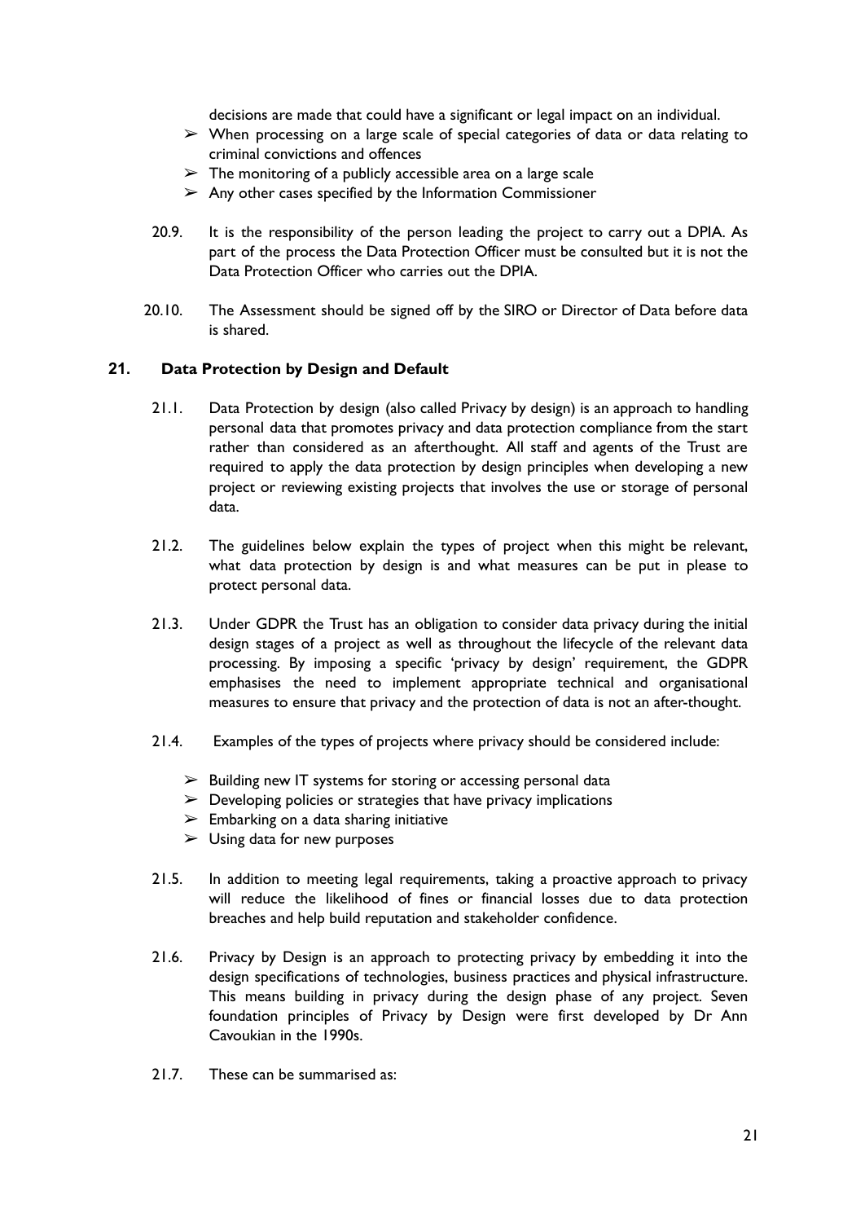decisions are made that could have a significant or legal impact on an individual.

- ➢ When processing on a large scale of special categories of data or data relating to criminal convictions and offences
- ➢ The monitoring of a publicly accessible area on a large scale
- ➢ Any other cases specified by the Information Commissioner

20.9. It is the responsibility of the person leading the project to carry out a DPIA. As part of the process the Data Protection Officer must be consulted but it is not the Data Protection Officer who carries out the DPIA.

20.10. The Assessment should be signed off by the SIRO or Director of Data before data is shared.

## 21. Data Protection by Design and Default

21.1. Data Protection by design (also called Privacy by design) is an approach to handling personal data that promotes privacy and data protection compliance from the start rather than considered as an afterthought. All staff and agents of the Trust are required to apply the data protection by design principles when developing a new project or reviewing existing projects that involves the use or storage of personal data.

21.2. The guidelines below explain the types of project when this might be relevant, what data protection by design is and what measures can be put in please to protect personal data.

21.3. Under GDPR the Trust has an obligation to consider data privacy during the initial design stages of a project as well as throughout the lifecycle of the relevant data processing. By imposing a specific 'privacy by design' requirement, the GDPR emphasises the need to implement appropriate technical and organisational measures to ensure that privacy and the protection of data is not an after-thought.

21.4. Examples of the types of projects where privacy should be considered include:

- ➢ Building new IT systems for storing or accessing personal data
- ➢ Developing policies or strategies that have privacy implications
- ➢ Embarking on a data sharing initiative
- ➢ Using data for new purposes

21.5. In addition to meeting legal requirements, taking a proactive approach to privacy will reduce the likelihood of fines or financial losses due to data protection breaches and help build reputation and stakeholder confidence.

21.6. Privacy by Design is an approach to protecting privacy by embedding it into the design specifications of technologies, business practices and physical infrastructure. This means building in privacy during the design phase of any project. Seven foundation principles of Privacy by Design were first developed by Dr Ann Cavoukian in the 1990s.

21.7. These can be summarised as: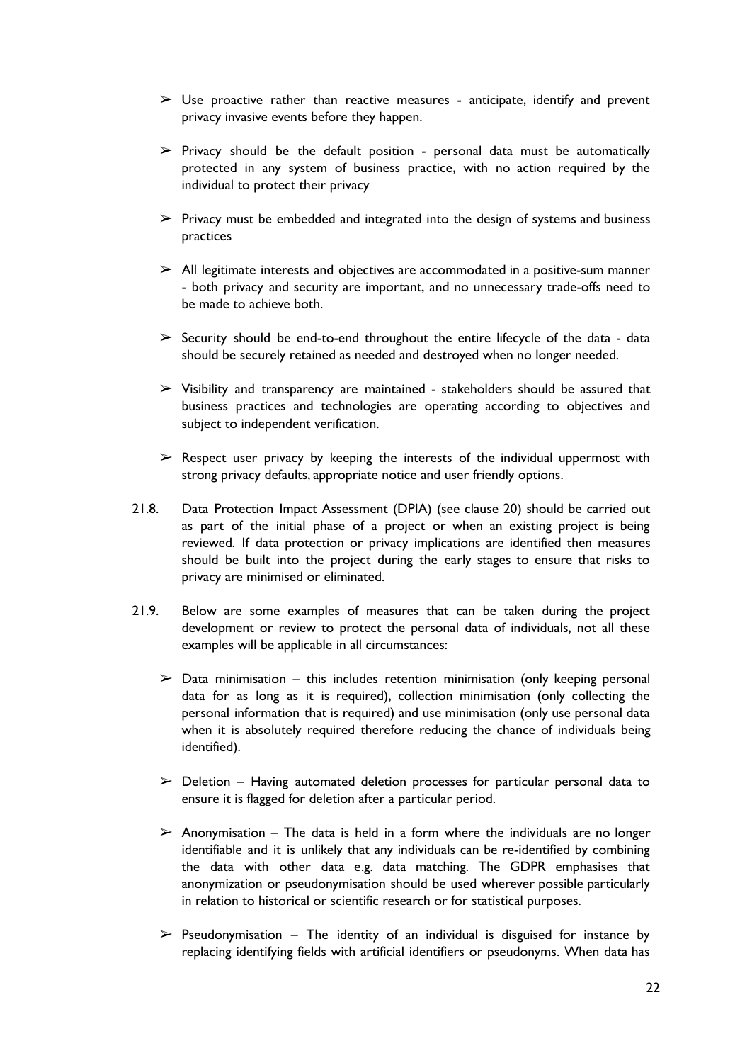- Use proactive rather than reactive measures - anticipate, identify and prevent privacy invasive events before they happen.

- Privacy should be the default position - personal data must be automatically protected in any system of business practice, with no action required by the individual to protect their privacy

- Privacy must be embedded and integrated into the design of systems and business practices

- All legitimate interests and objectives are accommodated in a positive-sum manner - both privacy and security are important, and no unnecessary trade-offs need to be made to achieve both.

- Security should be end-to-end throughout the entire lifecycle of the data - data should be securely retained as needed and destroyed when no longer needed.

- Visibility and transparency are maintained - stakeholders should be assured that business practices and technologies are operating according to objectives and subject to independent verification.

- Respect user privacy by keeping the interests of the individual uppermost with strong privacy defaults, appropriate notice and user friendly options.

21.8. Data Protection Impact Assessment (DPIA) (see clause 20) should be carried out as part of the initial phase of a project or when an existing project is being reviewed. If data protection or privacy implications are identified then measures should be built into the project during the early stages to ensure that risks to privacy are minimised or eliminated.

21.9. Below are some examples of measures that can be taken during the project development or review to protect the personal data of individuals, not all these examples will be applicable in all circumstances:

- Data minimisation – this includes retention minimisation (only keeping personal data for as long as it is required), collection minimisation (only collecting the personal information that is required) and use minimisation (only use personal data when it is absolutely required therefore reducing the chance of individuals being identified).

- Deletion – Having automated deletion processes for particular personal data to ensure it is flagged for deletion after a particular period.

- Anonymisation – The data is held in a form where the individuals are no longer identifiable and it is unlikely that any individuals can be re-identified by combining the data with other data e.g. data matching. The GDPR emphasises that anonymization or pseudonymisation should be used wherever possible particularly in relation to historical or scientific research or for statistical purposes.

- Pseudonymisation – The identity of an individual is disguised for instance by replacing identifying fields with artificial identifiers or pseudonyms. When data has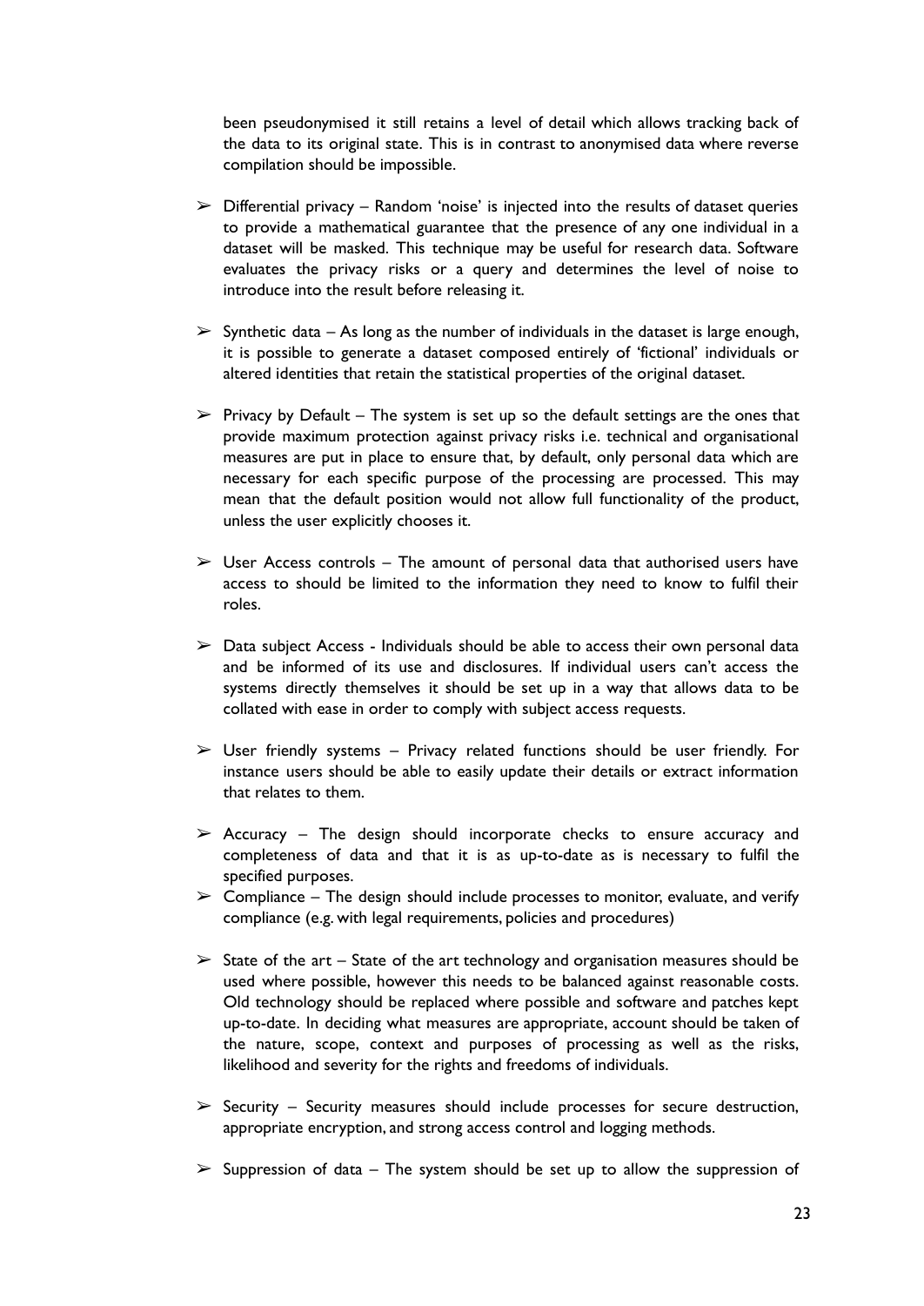been pseudonymised it still retains a level of detail which allows tracking back of the data to its original state. This is in contrast to anonymised data where reverse compilation should be impossible.

- Differential privacy – Random 'noise' is injected into the results of dataset queries to provide a mathematical guarantee that the presence of any one individual in a dataset will be masked. This technique may be useful for research data. Software evaluates the privacy risks or a query and determines the level of noise to introduce into the result before releasing it.

- Synthetic data – As long as the number of individuals in the dataset is large enough, it is possible to generate a dataset composed entirely of 'fictional' individuals or altered identities that retain the statistical properties of the original dataset.

- Privacy by Default – The system is set up so the default settings are the ones that provide maximum protection against privacy risks i.e. technical and organisational measures are put in place to ensure that, by default, only personal data which are necessary for each specific purpose of the processing are processed. This may mean that the default position would not allow full functionality of the product, unless the user explicitly chooses it.

- User Access controls – The amount of personal data that authorised users have access to should be limited to the information they need to know to fulfil their roles.

- Data subject Access - Individuals should be able to access their own personal data and be informed of its use and disclosures. If individual users can't access the systems directly themselves it should be set up in a way that allows data to be collated with ease in order to comply with subject access requests.

- User friendly systems – Privacy related functions should be user friendly. For instance users should be able to easily update their details or extract information that relates to them.

- Accuracy – The design should incorporate checks to ensure accuracy and completeness of data and that it is as up-to-date as is necessary to fulfil the specified purposes.
- Compliance – The design should include processes to monitor, evaluate, and verify compliance (e.g. with legal requirements, policies and procedures)

- State of the art – State of the art technology and organisation measures should be used where possible, however this needs to be balanced against reasonable costs. Old technology should be replaced where possible and software and patches kept up-to-date. In deciding what measures are appropriate, account should be taken of the nature, scope, context and purposes of processing as well as the risks, likelihood and severity for the rights and freedoms of individuals.

- Security – Security measures should include processes for secure destruction, appropriate encryption, and strong access control and logging methods.

- Suppression of data – The system should be set up to allow the suppression of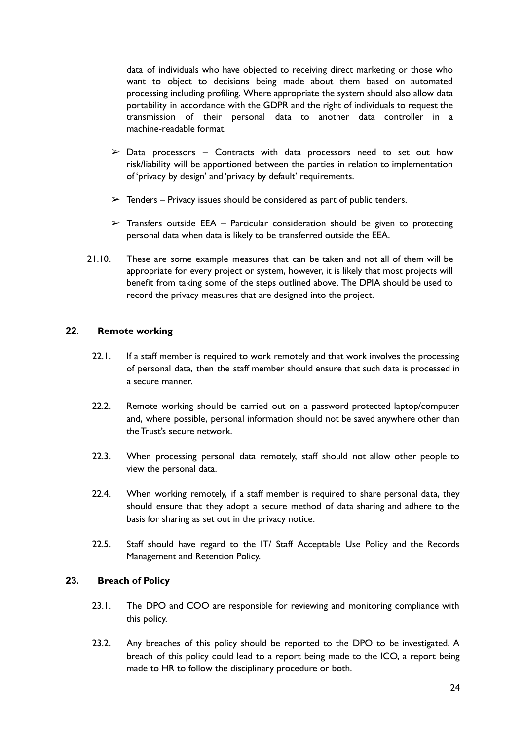data of individuals who have objected to receiving direct marketing or those who want to object to decisions being made about them based on automated processing including profiling. Where appropriate the system should also allow data portability in accordance with the GDPR and the right of individuals to request the transmission of their personal data to another data controller in a machine-readable format.

- ➢ Data processors – Contracts with data processors need to set out how risk/liability will be apportioned between the parties in relation to implementation of 'privacy by design' and 'privacy by default' requirements.
- ➢ Tenders – Privacy issues should be considered as part of public tenders.
- ➢ Transfers outside EEA – Particular consideration should be given to protecting personal data when data is likely to be transferred outside the EEA.

21.10. These are some example measures that can be taken and not all of them will be appropriate for every project or system, however, it is likely that most projects will benefit from taking some of the steps outlined above. The DPIA should be used to record the privacy measures that are designed into the project.

## 22. Remote working

22.1. If a staff member is required to work remotely and that work involves the processing of personal data, then the staff member should ensure that such data is processed in a secure manner.

22.2. Remote working should be carried out on a password protected laptop/computer and, where possible, personal information should not be saved anywhere other than the Trust's secure network.

22.3. When processing personal data remotely, staff should not allow other people to view the personal data.

22.4. When working remotely, if a staff member is required to share personal data, they should ensure that they adopt a secure method of data sharing and adhere to the basis for sharing as set out in the privacy notice.

22.5. Staff should have regard to the IT/ Staff Acceptable Use Policy and the Records Management and Retention Policy.

## 23. Breach of Policy

23.1. The DPO and COO are responsible for reviewing and monitoring compliance with this policy.

23.2. Any breaches of this policy should be reported to the DPO to be investigated. A breach of this policy could lead to a report being made to the ICO, a report being made to HR to follow the disciplinary procedure or both.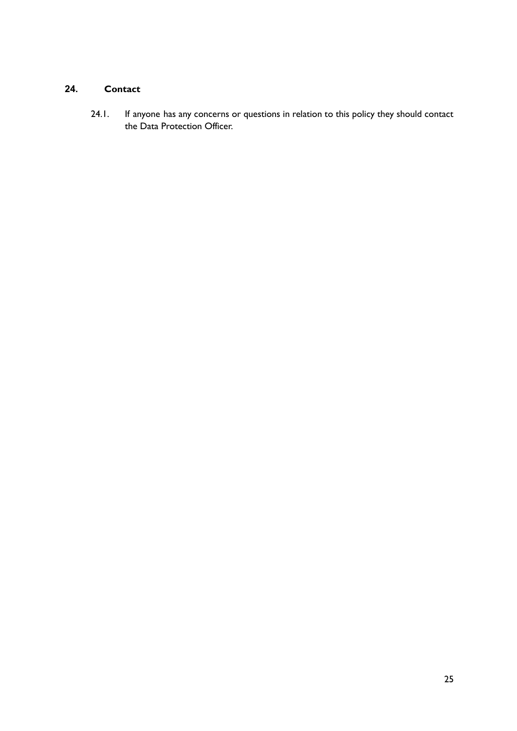## 24. Contact

24.1. If anyone has any concerns or questions in relation to this policy they should contact the Data Protection Officer.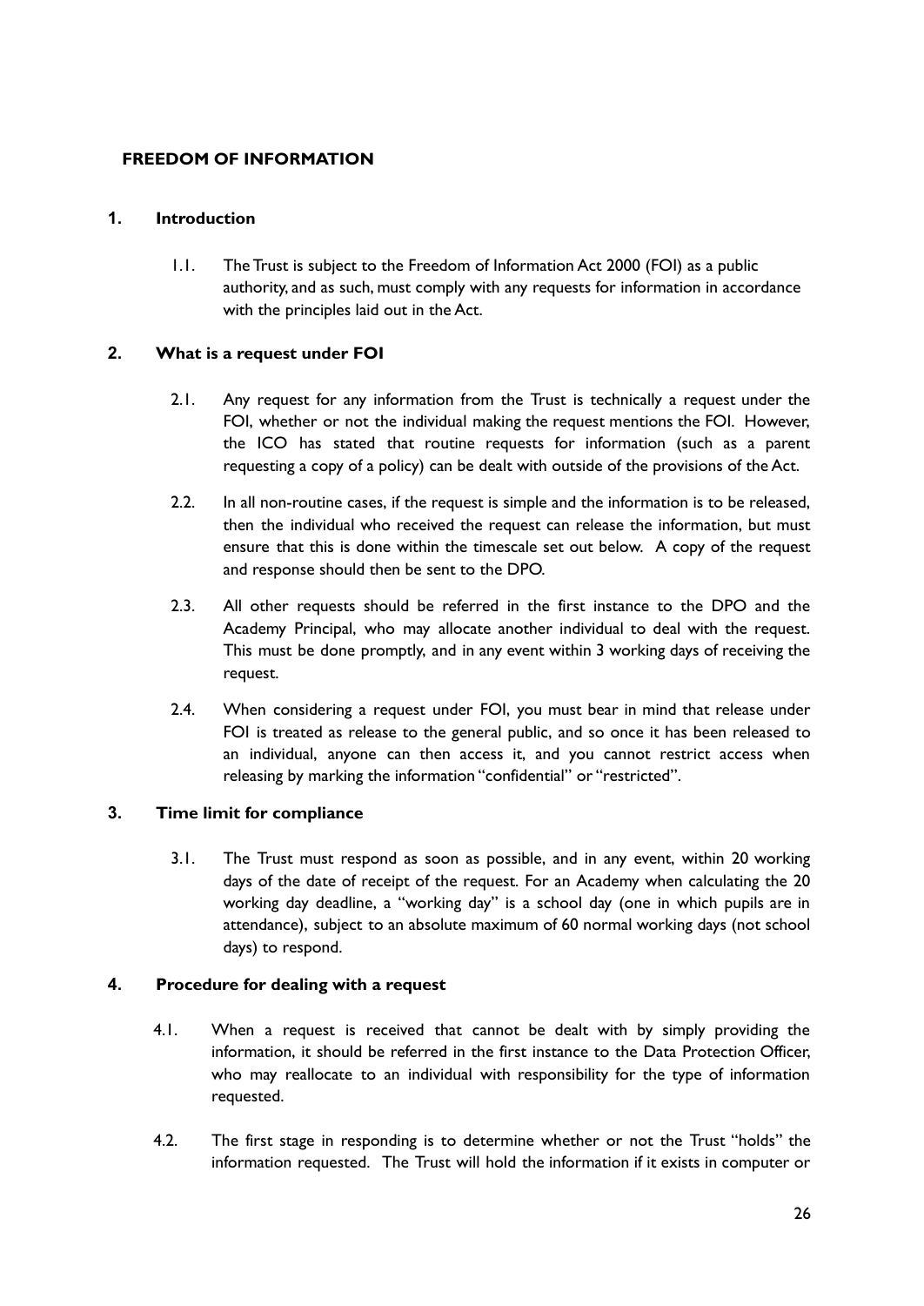## FREEDOM OF INFORMATION

### 1. Introduction

1.1. The Trust is subject to the Freedom of Information Act 2000 (FOI) as a public authority, and as such, must comply with any requests for information in accordance with the principles laid out in the Act.

### 2. What is a request under FOI

2.1. Any request for any information from the Trust is technically a request under the FOI, whether or not the individual making the request mentions the FOI. However, the ICO has stated that routine requests for information (such as a parent requesting a copy of a policy) can be dealt with outside of the provisions of the Act.

2.2. In all non-routine cases, if the request is simple and the information is to be released, then the individual who received the request can release the information, but must ensure that this is done within the timescale set out below. A copy of the request and response should then be sent to the DPO.

2.3. All other requests should be referred in the first instance to the DPO and the Academy Principal, who may allocate another individual to deal with the request. This must be done promptly, and in any event within 3 working days of receiving the request.

2.4. When considering a request under FOI, you must bear in mind that release under FOI is treated as release to the general public, and so once it has been released to an individual, anyone can then access it, and you cannot restrict access when releasing by marking the information "confidential" or "restricted".

### 3. Time limit for compliance

3.1. The Trust must respond as soon as possible, and in any event, within 20 working days of the date of receipt of the request. For an Academy when calculating the 20 working day deadline, a "working day" is a school day (one in which pupils are in attendance), subject to an absolute maximum of 60 normal working days (not school days) to respond.

### 4. Procedure for dealing with a request

4.1. When a request is received that cannot be dealt with by simply providing the information, it should be referred in the first instance to the Data Protection Officer, who may reallocate to an individual with responsibility for the type of information requested.

4.2. The first stage in responding is to determine whether or not the Trust "holds" the information requested. The Trust will hold the information if it exists in computer or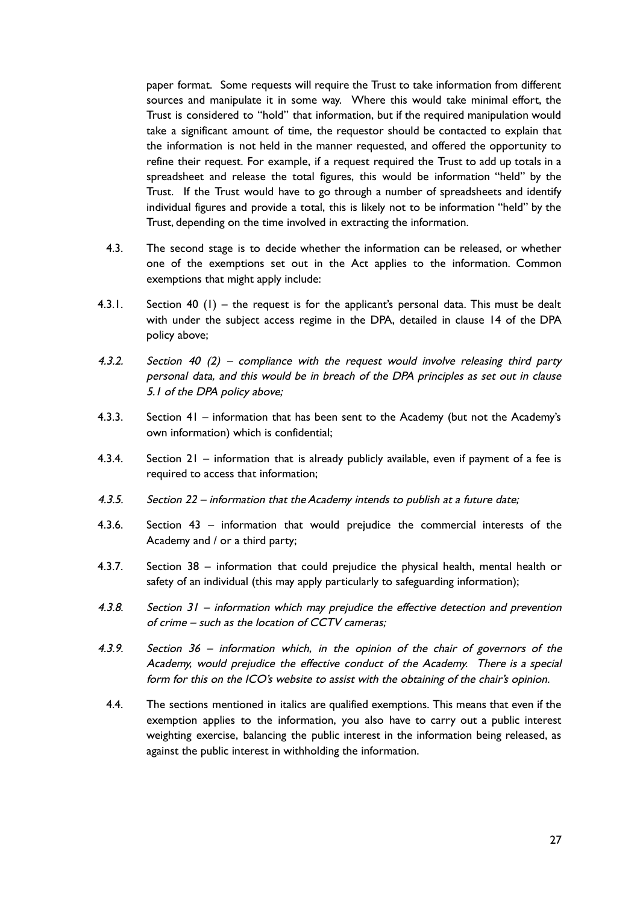paper format. Some requests will require the Trust to take information from different sources and manipulate it in some way. Where this would take minimal effort, the Trust is considered to "hold" that information, but if the required manipulation would take a significant amount of time, the requestor should be contacted to explain that the information is not held in the manner requested, and offered the opportunity to refine their request. For example, if a request required the Trust to add up totals in a spreadsheet and release the total figures, this would be information "held" by the Trust. If the Trust would have to go through a number of spreadsheets and identify individual figures and provide a total, this is likely not to be information "held" by the Trust, depending on the time involved in extracting the information.

4.3. The second stage is to decide whether the information can be released, or whether one of the exemptions set out in the Act applies to the information. Common exemptions that might apply include:

4.3.1. Section 40 (1) – the request is for the applicant's personal data. This must be dealt with under the subject access regime in the DPA, detailed in clause 14 of the DPA policy above;

*4.3.2. Section 40 (2) – compliance with the request would involve releasing third party personal data, and this would be in breach of the DPA principles as set out in clause 5.1 of the DPA policy above;*

4.3.3. Section 41 – information that has been sent to the Academy (but not the Academy's own information) which is confidential;

4.3.4. Section 21 – information that is already publicly available, even if payment of a fee is required to access that information;

*4.3.5. Section 22 – information that the Academy intends to publish at a future date;*

4.3.6. Section 43 – information that would prejudice the commercial interests of the Academy and / or a third party;

4.3.7. Section 38 – information that could prejudice the physical health, mental health or safety of an individual (this may apply particularly to safeguarding information);

*4.3.8. Section 31 – information which may prejudice the effective detection and prevention of crime – such as the location of CCTV cameras;*

*4.3.9. Section 36 – information which, in the opinion of the chair of governors of the Academy, would prejudice the effective conduct of the Academy. There is a special form for this on the ICO's website to assist with the obtaining of the chair's opinion.*

4.4. The sections mentioned in italics are qualified exemptions. This means that even if the exemption applies to the information, you also have to carry out a public interest weighting exercise, balancing the public interest in the information being released, as against the public interest in withholding the information.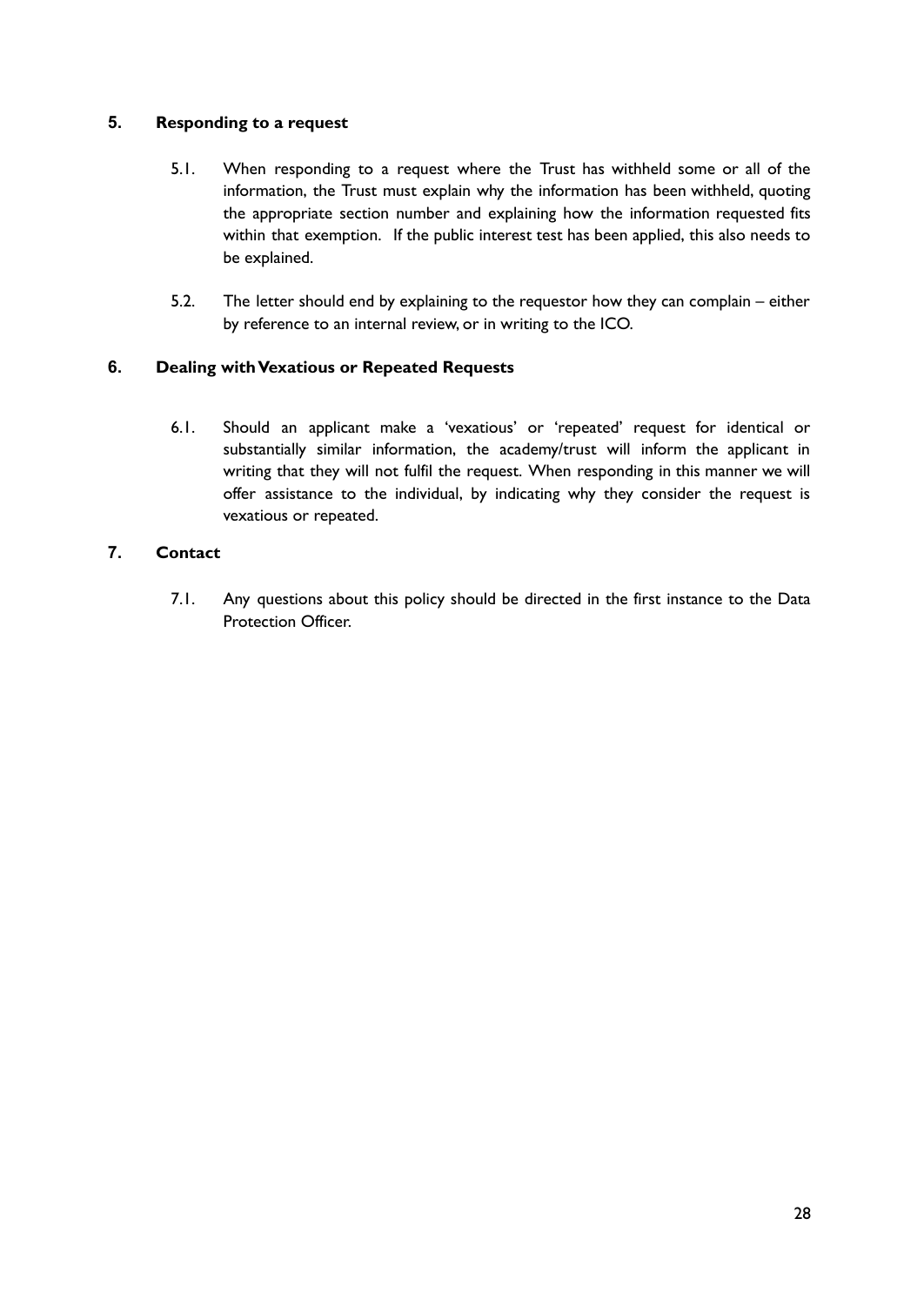## 5. Responding to a request

5.1. When responding to a request where the Trust has withheld some or all of the information, the Trust must explain why the information has been withheld, quoting the appropriate section number and explaining how the information requested fits within that exemption. If the public interest test has been applied, this also needs to be explained.

5.2. The letter should end by explaining to the requestor how they can complain – either by reference to an internal review, or in writing to the ICO.

## 6. Dealing with Vexatious or Repeated Requests

6.1. Should an applicant make a 'vexatious' or 'repeated' request for identical or substantially similar information, the academy/trust will inform the applicant in writing that they will not fulfil the request. When responding in this manner we will offer assistance to the individual, by indicating why they consider the request is vexatious or repeated.

## 7. Contact

7.1. Any questions about this policy should be directed in the first instance to the Data Protection Officer.